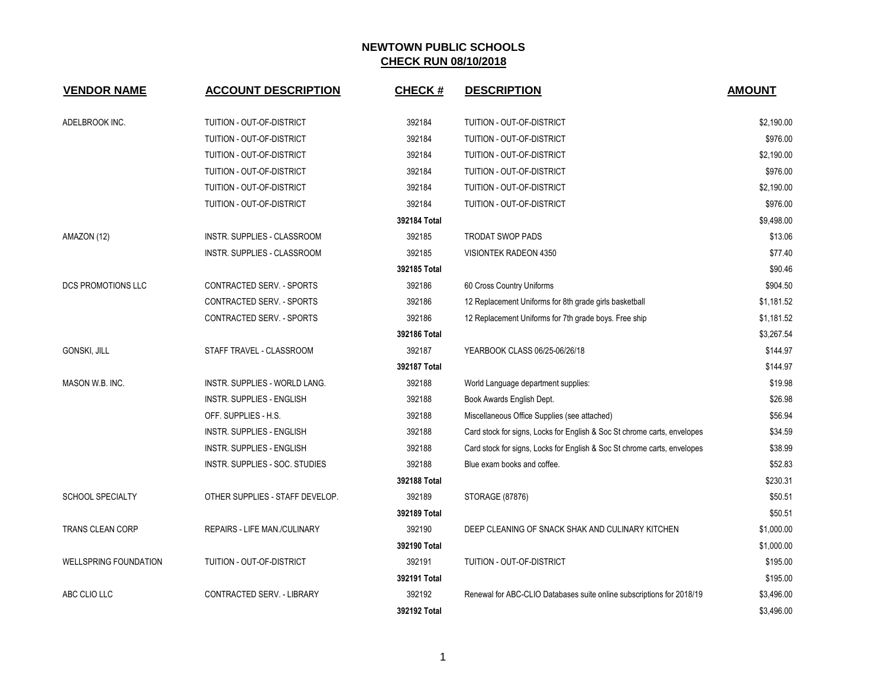# NEWTOWN PUBLIC SCHOOLS
## CHECK RUN 08/10/2018

| VENDOR NAME | ACCOUNT DESCRIPTION | CHECK # | DESCRIPTION | AMOUNT |
|---|---|---|---|---|
| ADELBROOK INC. | TUITION - OUT-OF-DISTRICT | 392184 | TUITION - OUT-OF-DISTRICT | $2,190.00 |
| | TUITION - OUT-OF-DISTRICT | 392184 | TUITION - OUT-OF-DISTRICT | $976.00 |
| | TUITION - OUT-OF-DISTRICT | 392184 | TUITION - OUT-OF-DISTRICT | $2,190.00 |
| | TUITION - OUT-OF-DISTRICT | 392184 | TUITION - OUT-OF-DISTRICT | $976.00 |
| | TUITION - OUT-OF-DISTRICT | 392184 | TUITION - OUT-OF-DISTRICT | $2,190.00 |
| | TUITION - OUT-OF-DISTRICT | 392184 | TUITION - OUT-OF-DISTRICT | $976.00 |
| | | **392184 Total** | | $9,498.00 |
| AMAZON (12) | INSTR. SUPPLIES - CLASSROOM | 392185 | TRODAT SWOP PADS | $13.06 |
| | INSTR. SUPPLIES - CLASSROOM | 392185 | VISIONTEK RADEON 4350 | $77.40 |
| | | **392185 Total** | | $90.46 |
| DCS PROMOTIONS LLC | CONTRACTED SERV. - SPORTS | 392186 | 60 Cross Country Uniforms | $904.50 |
| | CONTRACTED SERV. - SPORTS | 392186 | 12 Replacement Uniforms for 8th grade girls basketball | $1,181.52 |
| | CONTRACTED SERV. - SPORTS | 392186 | 12 Replacement Uniforms for 7th grade boys. Free ship | $1,181.52 |
| | | **392186 Total** | | $3,267.54 |
| GONSKI, JILL | STAFF TRAVEL - CLASSROOM | 392187 | YEARBOOK CLASS 06/25-06/26/18 | $144.97 |
| | | **392187 Total** | | $144.97 |
| MASON W.B. INC. | INSTR. SUPPLIES - WORLD LANG. | 392188 | World Language department supplies: | $19.98 |
| | INSTR. SUPPLIES - ENGLISH | 392188 | Book Awards English Dept. | $26.98 |
| | OFF. SUPPLIES - H.S. | 392188 | Miscellaneous Office Supplies (see attached) | $56.94 |
| | INSTR. SUPPLIES - ENGLISH | 392188 | Card stock for signs, Locks for English & Soc St chrome carts, envelopes | $34.59 |
| | INSTR. SUPPLIES - ENGLISH | 392188 | Card stock for signs, Locks for English & Soc St chrome carts, envelopes | $38.99 |
| | INSTR. SUPPLIES - SOC. STUDIES | 392188 | Blue exam books and coffee. | $52.83 |
| | | **392188 Total** | | $230.31 |
| SCHOOL SPECIALTY | OTHER SUPPLIES - STAFF DEVELOP. | 392189 | STORAGE (87876) | $50.51 |
| | | **392189 Total** | | $50.51 |
| TRANS CLEAN CORP | REPAIRS - LIFE MAN./CULINARY | 392190 | DEEP CLEANING OF SNACK SHAK AND CULINARY KITCHEN | $1,000.00 |
| | | **392190 Total** | | $1,000.00 |
| WELLSPRING FOUNDATION | TUITION - OUT-OF-DISTRICT | 392191 | TUITION - OUT-OF-DISTRICT | $195.00 |
| | | **392191 Total** | | $195.00 |
| ABC CLIO LLC | CONTRACTED SERV. - LIBRARY | 392192 | Renewal for ABC-CLIO Databases suite online subscriptions for 2018/19 | $3,496.00 |
| | | **392192 Total** | | $3,496.00 |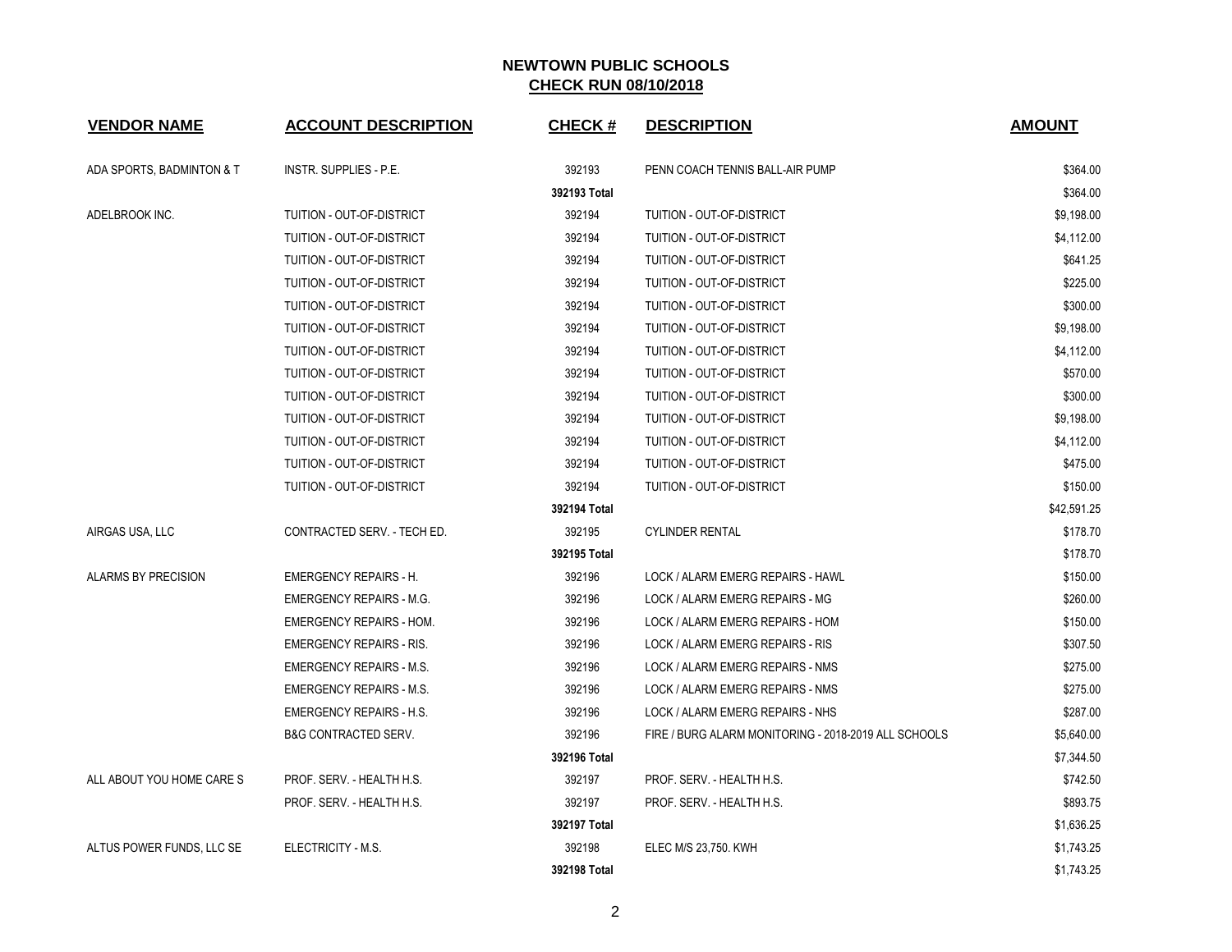# NEWTOWN PUBLIC SCHOOLS

## CHECK RUN 08/10/2018

| VENDOR NAME | ACCOUNT DESCRIPTION | CHECK # | DESCRIPTION | AMOUNT |
|---|---|---|---|---|
| ADA SPORTS, BADMINTON & T | INSTR. SUPPLIES - P.E. | 392193 | PENN COACH TENNIS BALL-AIR PUMP | $364.00 |
| | | 392193 Total | | $364.00 |
| ADELBROOK INC. | TUITION - OUT-OF-DISTRICT | 392194 | TUITION - OUT-OF-DISTRICT | $9,198.00 |
| | TUITION - OUT-OF-DISTRICT | 392194 | TUITION - OUT-OF-DISTRICT | $4,112.00 |
| | TUITION - OUT-OF-DISTRICT | 392194 | TUITION - OUT-OF-DISTRICT | $641.25 |
| | TUITION - OUT-OF-DISTRICT | 392194 | TUITION - OUT-OF-DISTRICT | $225.00 |
| | TUITION - OUT-OF-DISTRICT | 392194 | TUITION - OUT-OF-DISTRICT | $300.00 |
| | TUITION - OUT-OF-DISTRICT | 392194 | TUITION - OUT-OF-DISTRICT | $9,198.00 |
| | TUITION - OUT-OF-DISTRICT | 392194 | TUITION - OUT-OF-DISTRICT | $4,112.00 |
| | TUITION - OUT-OF-DISTRICT | 392194 | TUITION - OUT-OF-DISTRICT | $570.00 |
| | TUITION - OUT-OF-DISTRICT | 392194 | TUITION - OUT-OF-DISTRICT | $300.00 |
| | TUITION - OUT-OF-DISTRICT | 392194 | TUITION - OUT-OF-DISTRICT | $9,198.00 |
| | TUITION - OUT-OF-DISTRICT | 392194 | TUITION - OUT-OF-DISTRICT | $4,112.00 |
| | TUITION - OUT-OF-DISTRICT | 392194 | TUITION - OUT-OF-DISTRICT | $475.00 |
| | TUITION - OUT-OF-DISTRICT | 392194 | TUITION - OUT-OF-DISTRICT | $150.00 |
| | | 392194 Total | | $42,591.25 |
| AIRGAS USA, LLC | CONTRACTED SERV. - TECH ED. | 392195 | CYLINDER RENTAL | $178.70 |
| | | 392195 Total | | $178.70 |
| ALARMS BY PRECISION | EMERGENCY REPAIRS - H. | 392196 | LOCK / ALARM EMERG REPAIRS - HAWL | $150.00 |
| | EMERGENCY REPAIRS - M.G. | 392196 | LOCK / ALARM EMERG REPAIRS - MG | $260.00 |
| | EMERGENCY REPAIRS - HOM. | 392196 | LOCK / ALARM EMERG REPAIRS - HOM | $150.00 |
| | EMERGENCY REPAIRS - RIS. | 392196 | LOCK / ALARM EMERG REPAIRS - RIS | $307.50 |
| | EMERGENCY REPAIRS - M.S. | 392196 | LOCK / ALARM EMERG REPAIRS - NMS | $275.00 |
| | EMERGENCY REPAIRS - M.S. | 392196 | LOCK / ALARM EMERG REPAIRS - NMS | $275.00 |
| | EMERGENCY REPAIRS - H.S. | 392196 | LOCK / ALARM EMERG REPAIRS - NHS | $287.00 |
| | B&G CONTRACTED SERV. | 392196 | FIRE / BURG ALARM MONITORING - 2018-2019 ALL SCHOOLS | $5,640.00 |
| | | 392196 Total | | $7,344.50 |
| ALL ABOUT YOU HOME CARE S | PROF. SERV. - HEALTH H.S. | 392197 | PROF. SERV. - HEALTH H.S. | $742.50 |
| | PROF. SERV. - HEALTH H.S. | 392197 | PROF. SERV. - HEALTH H.S. | $893.75 |
| | | 392197 Total | | $1,636.25 |
| ALTUS POWER FUNDS, LLC SE | ELECTRICITY - M.S. | 392198 | ELEC M/S 23,750. KWH | $1,743.25 |
| | | 392198 Total | | $1,743.25 |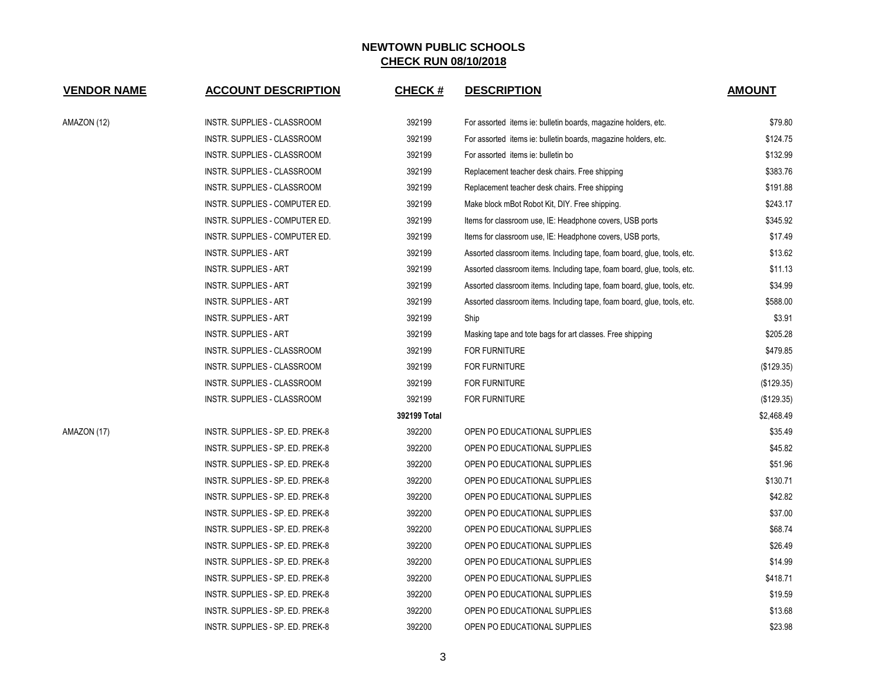## NEWTOWN PUBLIC SCHOOLS
## CHECK RUN 08/10/2018

| VENDOR NAME | ACCOUNT DESCRIPTION | CHECK # | DESCRIPTION | AMOUNT |
|---|---|---|---|---|
| AMAZON (12) | INSTR. SUPPLIES - CLASSROOM | 392199 | For assorted items ie: bulletin boards, magazine holders, etc. | $79.80 |
| | INSTR. SUPPLIES - CLASSROOM | 392199 | For assorted items ie: bulletin boards, magazine holders, etc. | $124.75 |
| | INSTR. SUPPLIES - CLASSROOM | 392199 | For assorted items ie: bulletin bo | $132.99 |
| | INSTR. SUPPLIES - CLASSROOM | 392199 | Replacement teacher desk chairs. Free shipping | $383.76 |
| | INSTR. SUPPLIES - CLASSROOM | 392199 | Replacement teacher desk chairs. Free shipping | $191.88 |
| | INSTR. SUPPLIES - COMPUTER ED. | 392199 | Make block mBot Robot Kit, DIY. Free shipping. | $243.17 |
| | INSTR. SUPPLIES - COMPUTER ED. | 392199 | Items for classroom use, IE: Headphone covers, USB ports | $345.92 |
| | INSTR. SUPPLIES - COMPUTER ED. | 392199 | Items for classroom use, IE: Headphone covers, USB ports, | $17.49 |
| | INSTR. SUPPLIES - ART | 392199 | Assorted classroom items. Including tape, foam board, glue, tools, etc. | $13.62 |
| | INSTR. SUPPLIES - ART | 392199 | Assorted classroom items. Including tape, foam board, glue, tools, etc. | $11.13 |
| | INSTR. SUPPLIES - ART | 392199 | Assorted classroom items. Including tape, foam board, glue, tools, etc. | $34.99 |
| | INSTR. SUPPLIES - ART | 392199 | Assorted classroom items. Including tape, foam board, glue, tools, etc. | $588.00 |
| | INSTR. SUPPLIES - ART | 392199 | Ship | $3.91 |
| | INSTR. SUPPLIES - ART | 392199 | Masking tape and tote bags for art classes. Free shipping | $205.28 |
| | INSTR. SUPPLIES - CLASSROOM | 392199 | FOR FURNITURE | $479.85 |
| | INSTR. SUPPLIES - CLASSROOM | 392199 | FOR FURNITURE | ($129.35) |
| | INSTR. SUPPLIES - CLASSROOM | 392199 | FOR FURNITURE | ($129.35) |
| | INSTR. SUPPLIES - CLASSROOM | 392199 | FOR FURNITURE | ($129.35) |
| | | **392199 Total** | | $2,468.49 |
| AMAZON (17) | INSTR. SUPPLIES - SP. ED. PREK-8 | 392200 | OPEN PO EDUCATIONAL SUPPLIES | $35.49 |
| | INSTR. SUPPLIES - SP. ED. PREK-8 | 392200 | OPEN PO EDUCATIONAL SUPPLIES | $45.82 |
| | INSTR. SUPPLIES - SP. ED. PREK-8 | 392200 | OPEN PO EDUCATIONAL SUPPLIES | $51.96 |
| | INSTR. SUPPLIES - SP. ED. PREK-8 | 392200 | OPEN PO EDUCATIONAL SUPPLIES | $130.71 |
| | INSTR. SUPPLIES - SP. ED. PREK-8 | 392200 | OPEN PO EDUCATIONAL SUPPLIES | $42.82 |
| | INSTR. SUPPLIES - SP. ED. PREK-8 | 392200 | OPEN PO EDUCATIONAL SUPPLIES | $37.00 |
| | INSTR. SUPPLIES - SP. ED. PREK-8 | 392200 | OPEN PO EDUCATIONAL SUPPLIES | $68.74 |
| | INSTR. SUPPLIES - SP. ED. PREK-8 | 392200 | OPEN PO EDUCATIONAL SUPPLIES | $26.49 |
| | INSTR. SUPPLIES - SP. ED. PREK-8 | 392200 | OPEN PO EDUCATIONAL SUPPLIES | $14.99 |
| | INSTR. SUPPLIES - SP. ED. PREK-8 | 392200 | OPEN PO EDUCATIONAL SUPPLIES | $418.71 |
| | INSTR. SUPPLIES - SP. ED. PREK-8 | 392200 | OPEN PO EDUCATIONAL SUPPLIES | $19.59 |
| | INSTR. SUPPLIES - SP. ED. PREK-8 | 392200 | OPEN PO EDUCATIONAL SUPPLIES | $13.68 |
| | INSTR. SUPPLIES - SP. ED. PREK-8 | 392200 | OPEN PO EDUCATIONAL SUPPLIES | $23.98 |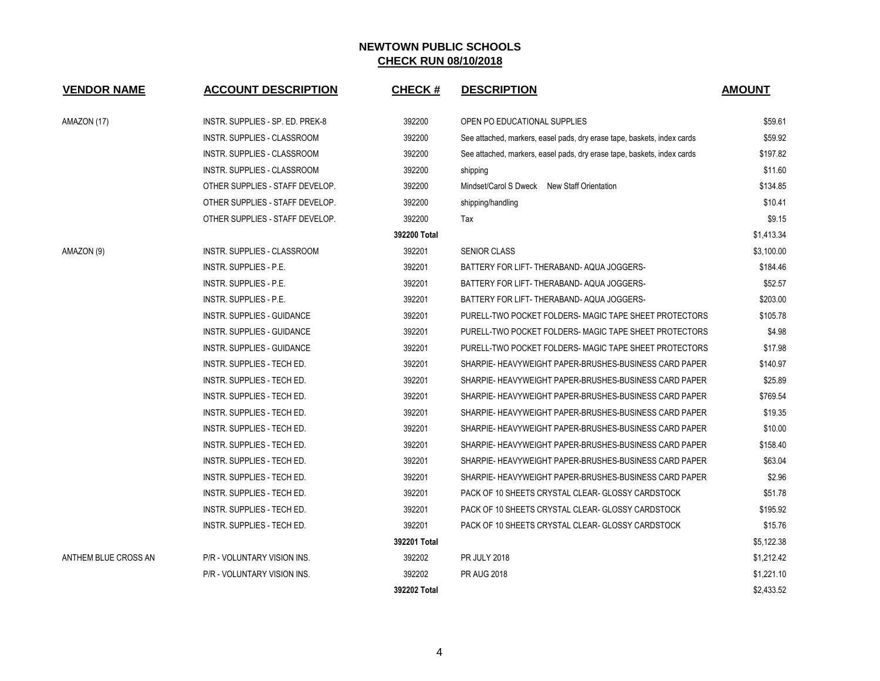# NEWTOWN PUBLIC SCHOOLS

## CHECK RUN 08/10/2018

| VENDOR NAME | ACCOUNT DESCRIPTION | CHECK # | DESCRIPTION | AMOUNT |
|---|---|---|---|---|
| AMAZON (17) | INSTR. SUPPLIES - SP. ED. PREK-8 | 392200 | OPEN PO EDUCATIONAL SUPPLIES | $59.61 |
| | INSTR. SUPPLIES - CLASSROOM | 392200 | See attached, markers, easel pads, dry erase tape, baskets, index cards | $59.92 |
| | INSTR. SUPPLIES - CLASSROOM | 392200 | See attached, markers, easel pads, dry erase tape, baskets, index cards | $197.82 |
| | INSTR. SUPPLIES - CLASSROOM | 392200 | shipping | $11.60 |
| | OTHER SUPPLIES - STAFF DEVELOP. | 392200 | Mindset/Carol S Dweck New Staff Orientation | $134.85 |
| | OTHER SUPPLIES - STAFF DEVELOP. | 392200 | shipping/handling | $10.41 |
| | OTHER SUPPLIES - STAFF DEVELOP. | 392200 | Tax | $9.15 |
| | | **392200 Total** | | $1,413.34 |
| AMAZON (9) | INSTR. SUPPLIES - CLASSROOM | 392201 | SENIOR CLASS | $3,100.00 |
| | INSTR. SUPPLIES - P.E. | 392201 | BATTERY FOR LIFT- THERABAND- AQUA JOGGERS- | $184.46 |
| | INSTR. SUPPLIES - P.E. | 392201 | BATTERY FOR LIFT- THERABAND- AQUA JOGGERS- | $52.57 |
| | INSTR. SUPPLIES - P.E. | 392201 | BATTERY FOR LIFT- THERABAND- AQUA JOGGERS- | $203.00 |
| | INSTR. SUPPLIES - GUIDANCE | 392201 | PURELL-TWO POCKET FOLDERS- MAGIC TAPE SHEET PROTECTORS | $105.78 |
| | INSTR. SUPPLIES - GUIDANCE | 392201 | PURELL-TWO POCKET FOLDERS- MAGIC TAPE SHEET PROTECTORS | $4.98 |
| | INSTR. SUPPLIES - GUIDANCE | 392201 | PURELL-TWO POCKET FOLDERS- MAGIC TAPE SHEET PROTECTORS | $17.98 |
| | INSTR. SUPPLIES - TECH ED. | 392201 | SHARPIE- HEAVYWEIGHT PAPER-BRUSHES-BUSINESS CARD PAPER | $140.97 |
| | INSTR. SUPPLIES - TECH ED. | 392201 | SHARPIE- HEAVYWEIGHT PAPER-BRUSHES-BUSINESS CARD PAPER | $25.89 |
| | INSTR. SUPPLIES - TECH ED. | 392201 | SHARPIE- HEAVYWEIGHT PAPER-BRUSHES-BUSINESS CARD PAPER | $769.54 |
| | INSTR. SUPPLIES - TECH ED. | 392201 | SHARPIE- HEAVYWEIGHT PAPER-BRUSHES-BUSINESS CARD PAPER | $19.35 |
| | INSTR. SUPPLIES - TECH ED. | 392201 | SHARPIE- HEAVYWEIGHT PAPER-BRUSHES-BUSINESS CARD PAPER | $10.00 |
| | INSTR. SUPPLIES - TECH ED. | 392201 | SHARPIE- HEAVYWEIGHT PAPER-BRUSHES-BUSINESS CARD PAPER | $158.40 |
| | INSTR. SUPPLIES - TECH ED. | 392201 | SHARPIE- HEAVYWEIGHT PAPER-BRUSHES-BUSINESS CARD PAPER | $63.04 |
| | INSTR. SUPPLIES - TECH ED. | 392201 | SHARPIE- HEAVYWEIGHT PAPER-BRUSHES-BUSINESS CARD PAPER | $2.96 |
| | INSTR. SUPPLIES - TECH ED. | 392201 | PACK OF 10 SHEETS CRYSTAL CLEAR- GLOSSY CARDSTOCK | $51.78 |
| | INSTR. SUPPLIES - TECH ED. | 392201 | PACK OF 10 SHEETS CRYSTAL CLEAR- GLOSSY CARDSTOCK | $195.92 |
| | INSTR. SUPPLIES - TECH ED. | 392201 | PACK OF 10 SHEETS CRYSTAL CLEAR- GLOSSY CARDSTOCK | $15.76 |
| | | **392201 Total** | | $5,122.38 |
| ANTHEM BLUE CROSS AN | P/R - VOLUNTARY VISION INS. | 392202 | PR JULY 2018 | $1,212.42 |
| | P/R - VOLUNTARY VISION INS. | 392202 | PR AUG 2018 | $1,221.10 |
| | | **392202 Total** | | $2,433.52 |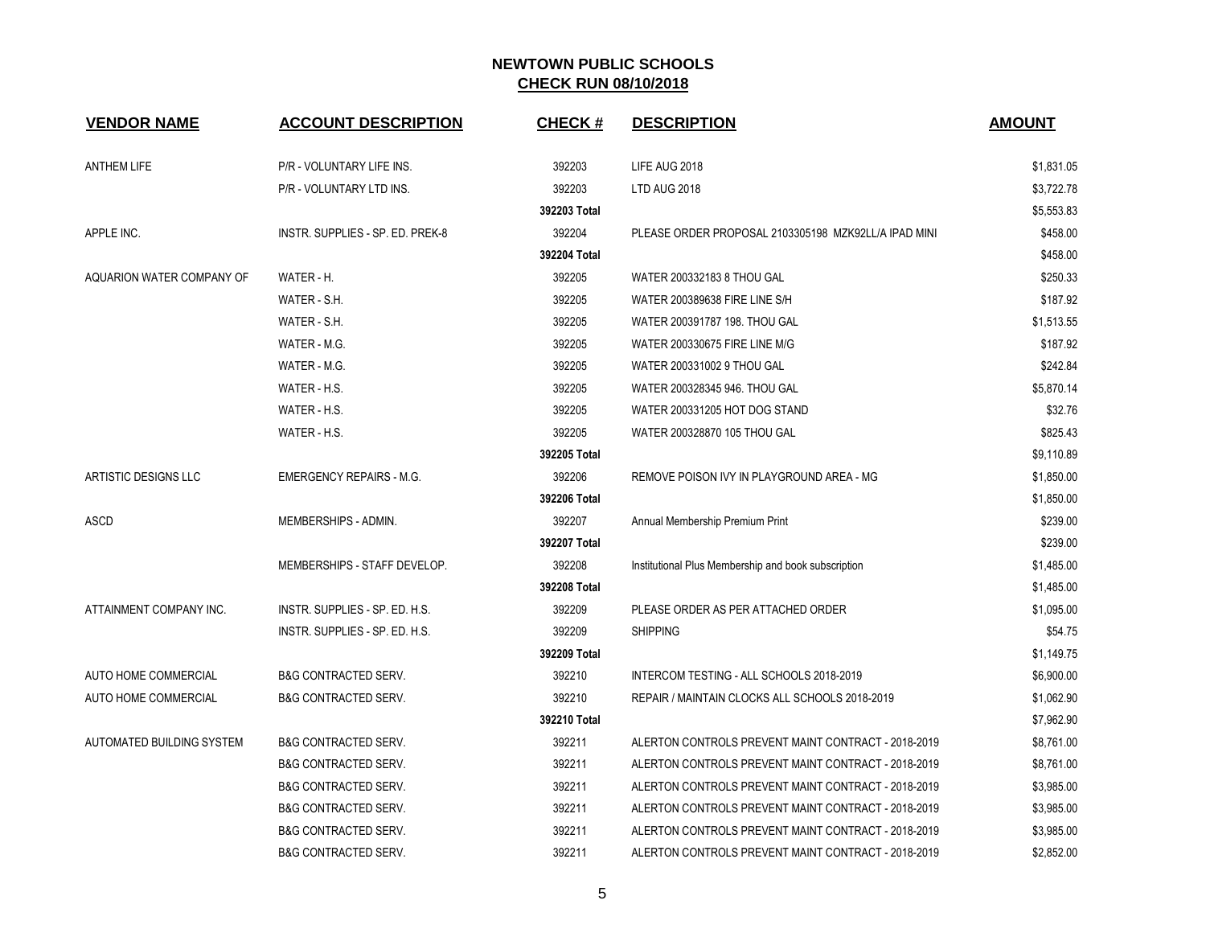## NEWTOWN PUBLIC SCHOOLS
## CHECK RUN 08/10/2018

| VENDOR NAME | ACCOUNT DESCRIPTION | CHECK # | DESCRIPTION | AMOUNT |
|---|---|---|---|---|
| ANTHEM LIFE | P/R - VOLUNTARY LIFE INS. | 392203 | LIFE AUG 2018 | $1,831.05 |
| | P/R - VOLUNTARY LTD INS. | 392203 | LTD AUG 2018 | $3,722.78 |
| | | 392203 Total | | $5,553.83 |
| APPLE INC. | INSTR. SUPPLIES - SP. ED. PREK-8 | 392204 | PLEASE ORDER PROPOSAL 2103305198 MZK92LL/A IPAD MINI | $458.00 |
| | | 392204 Total | | $458.00 |
| AQUARION WATER COMPANY OF | WATER - H. | 392205 | WATER 200332183 8 THOU GAL | $250.33 |
| | WATER - S.H. | 392205 | WATER 200389638 FIRE LINE S/H | $187.92 |
| | WATER - S.H. | 392205 | WATER 200391787 198. THOU GAL | $1,513.55 |
| | WATER - M.G. | 392205 | WATER 200330675 FIRE LINE M/G | $187.92 |
| | WATER - M.G. | 392205 | WATER 200331002 9 THOU GAL | $242.84 |
| | WATER - H.S. | 392205 | WATER 200328345 946. THOU GAL | $5,870.14 |
| | WATER - H.S. | 392205 | WATER 200331205 HOT DOG STAND | $32.76 |
| | WATER - H.S. | 392205 | WATER 200328870 105 THOU GAL | $825.43 |
| | | 392205 Total | | $9,110.89 |
| ARTISTIC DESIGNS LLC | EMERGENCY REPAIRS - M.G. | 392206 | REMOVE POISON IVY IN PLAYGROUND AREA - MG | $1,850.00 |
| | | 392206 Total | | $1,850.00 |
| ASCD | MEMBERSHIPS - ADMIN. | 392207 | Annual Membership Premium Print | $239.00 |
| | | 392207 Total | | $239.00 |
| | MEMBERSHIPS - STAFF DEVELOP. | 392208 | Institutional Plus Membership and book subscription | $1,485.00 |
| | | 392208 Total | | $1,485.00 |
| ATTAINMENT COMPANY INC. | INSTR. SUPPLIES - SP. ED. H.S. | 392209 | PLEASE ORDER AS PER ATTACHED ORDER | $1,095.00 |
| | INSTR. SUPPLIES - SP. ED. H.S. | 392209 | SHIPPING | $54.75 |
| | | 392209 Total | | $1,149.75 |
| AUTO HOME COMMERCIAL | B&G CONTRACTED SERV. | 392210 | INTERCOM TESTING - ALL SCHOOLS 2018-2019 | $6,900.00 |
| AUTO HOME COMMERCIAL | B&G CONTRACTED SERV. | 392210 | REPAIR / MAINTAIN CLOCKS ALL SCHOOLS 2018-2019 | $1,062.90 |
| | | 392210 Total | | $7,962.90 |
| AUTOMATED BUILDING SYSTEM | B&G CONTRACTED SERV. | 392211 | ALERTON CONTROLS PREVENT MAINT CONTRACT - 2018-2019 | $8,761.00 |
| | B&G CONTRACTED SERV. | 392211 | ALERTON CONTROLS PREVENT MAINT CONTRACT - 2018-2019 | $8,761.00 |
| | B&G CONTRACTED SERV. | 392211 | ALERTON CONTROLS PREVENT MAINT CONTRACT - 2018-2019 | $3,985.00 |
| | B&G CONTRACTED SERV. | 392211 | ALERTON CONTROLS PREVENT MAINT CONTRACT - 2018-2019 | $3,985.00 |
| | B&G CONTRACTED SERV. | 392211 | ALERTON CONTROLS PREVENT MAINT CONTRACT - 2018-2019 | $3,985.00 |
| | B&G CONTRACTED SERV. | 392211 | ALERTON CONTROLS PREVENT MAINT CONTRACT - 2018-2019 | $2,852.00 |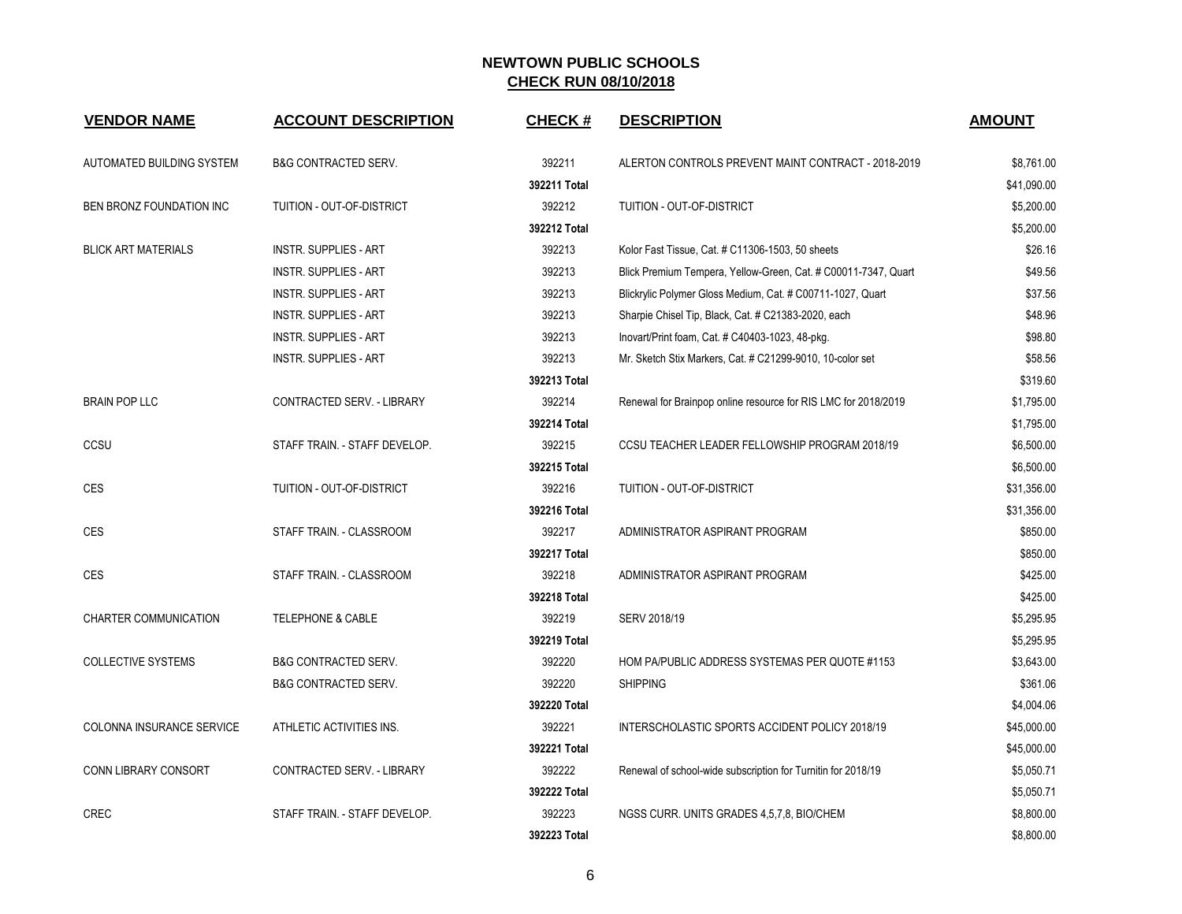# NEWTOWN PUBLIC SCHOOLS
## CHECK RUN 08/10/2018

| VENDOR NAME | ACCOUNT DESCRIPTION | CHECK # | DESCRIPTION | AMOUNT |
|---|---|---|---|---|
| AUTOMATED BUILDING SYSTEM | B&G CONTRACTED SERV. | 392211 | ALERTON CONTROLS PREVENT MAINT CONTRACT - 2018-2019 | $8,761.00 |
| | | **392211 Total** | | $41,090.00 |
| BEN BRONZ FOUNDATION INC | TUITION - OUT-OF-DISTRICT | 392212 | TUITION - OUT-OF-DISTRICT | $5,200.00 |
| | | **392212 Total** | | $5,200.00 |
| BLICK ART MATERIALS | INSTR. SUPPLIES - ART | 392213 | Kolor Fast Tissue, Cat. # C11306-1503, 50 sheets | $26.16 |
| | INSTR. SUPPLIES - ART | 392213 | Blick Premium Tempera, Yellow-Green, Cat. # C00011-7347, Quart | $49.56 |
| | INSTR. SUPPLIES - ART | 392213 | Blickrylic Polymer Gloss Medium, Cat. # C00711-1027, Quart | $37.56 |
| | INSTR. SUPPLIES - ART | 392213 | Sharpie Chisel Tip, Black, Cat. # C21383-2020, each | $48.96 |
| | INSTR. SUPPLIES - ART | 392213 | Inovart/Print foam, Cat. # C40403-1023, 48-pkg. | $98.80 |
| | INSTR. SUPPLIES - ART | 392213 | Mr. Sketch Stix Markers, Cat. # C21299-9010, 10-color set | $58.56 |
| | | **392213 Total** | | $319.60 |
| BRAIN POP LLC | CONTRACTED SERV. - LIBRARY | 392214 | Renewal for Brainpop online resource for RIS LMC for 2018/2019 | $1,795.00 |
| | | **392214 Total** | | $1,795.00 |
| CCSU | STAFF TRAIN. - STAFF DEVELOP. | 392215 | CCSU TEACHER LEADER FELLOWSHIP PROGRAM 2018/19 | $6,500.00 |
| | | **392215 Total** | | $6,500.00 |
| CES | TUITION - OUT-OF-DISTRICT | 392216 | TUITION - OUT-OF-DISTRICT | $31,356.00 |
| | | **392216 Total** | | $31,356.00 |
| CES | STAFF TRAIN. - CLASSROOM | 392217 | ADMINISTRATOR ASPIRANT PROGRAM | $850.00 |
| | | **392217 Total** | | $850.00 |
| CES | STAFF TRAIN. - CLASSROOM | 392218 | ADMINISTRATOR ASPIRANT PROGRAM | $425.00 |
| | | **392218 Total** | | $425.00 |
| CHARTER COMMUNICATION | TELEPHONE & CABLE | 392219 | SERV 2018/19 | $5,295.95 |
| | | **392219 Total** | | $5,295.95 |
| COLLECTIVE SYSTEMS | B&G CONTRACTED SERV. | 392220 | HOM PA/PUBLIC ADDRESS SYSTEMAS PER QUOTE #1153 | $3,643.00 |
| | B&G CONTRACTED SERV. | 392220 | SHIPPING | $361.06 |
| | | **392220 Total** | | $4,004.06 |
| COLONNA INSURANCE SERVICE | ATHLETIC ACTIVITIES INS. | 392221 | INTERSCHOLASTIC SPORTS ACCIDENT POLICY 2018/19 | $45,000.00 |
| | | **392221 Total** | | $45,000.00 |
| CONN LIBRARY CONSORT | CONTRACTED SERV. - LIBRARY | 392222 | Renewal of school-wide subscription for Turnitin for 2018/19 | $5,050.71 |
| | | **392222 Total** | | $5,050.71 |
| CREC | STAFF TRAIN. - STAFF DEVELOP. | 392223 | NGSS CURR. UNITS GRADES 4,5,7,8, BIO/CHEM | $8,800.00 |
| | | **392223 Total** | | $8,800.00 |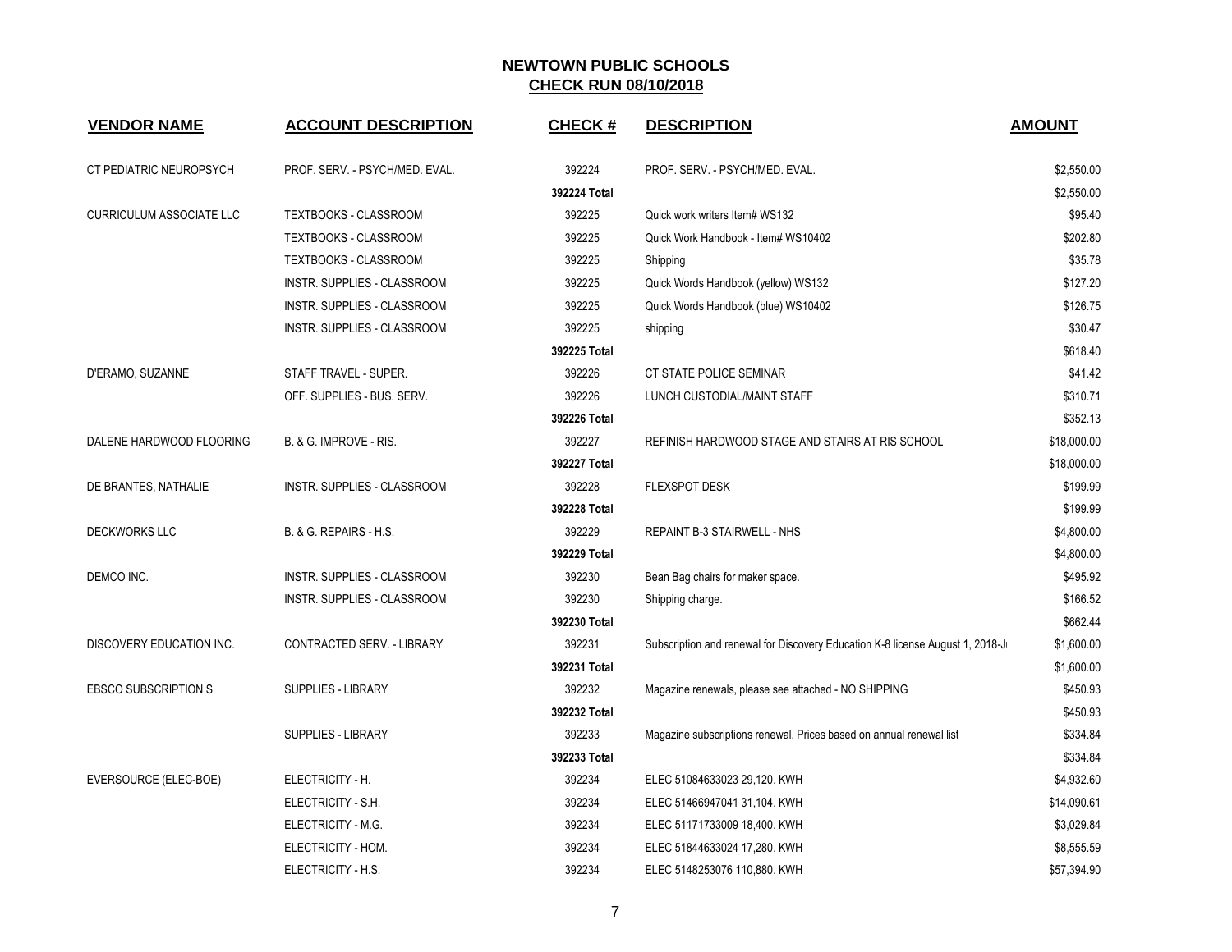# NEWTOWN PUBLIC SCHOOLS

## CHECK RUN 08/10/2018

| VENDOR NAME | ACCOUNT DESCRIPTION | CHECK # | DESCRIPTION | AMOUNT |
|---|---|---|---|---|
| CT PEDIATRIC NEUROPSYCH | PROF. SERV. - PSYCH/MED. EVAL. | 392224 | PROF. SERV. - PSYCH/MED. EVAL. | $2,550.00 |
| | | 392224 Total | | $2,550.00 |
| CURRICULUM ASSOCIATE LLC | TEXTBOOKS - CLASSROOM | 392225 | Quick work writers Item# WS132 | $95.40 |
| | TEXTBOOKS - CLASSROOM | 392225 | Quick Work Handbook - Item# WS10402 | $202.80 |
| | TEXTBOOKS - CLASSROOM | 392225 | Shipping | $35.78 |
| | INSTR. SUPPLIES - CLASSROOM | 392225 | Quick Words Handbook (yellow) WS132 | $127.20 |
| | INSTR. SUPPLIES - CLASSROOM | 392225 | Quick Words Handbook (blue) WS10402 | $126.75 |
| | INSTR. SUPPLIES - CLASSROOM | 392225 | shipping | $30.47 |
| | | 392225 Total | | $618.40 |
| D'ERAMO, SUZANNE | STAFF TRAVEL - SUPER. | 392226 | CT STATE POLICE SEMINAR | $41.42 |
| | OFF. SUPPLIES - BUS. SERV. | 392226 | LUNCH CUSTODIAL/MAINT STAFF | $310.71 |
| | | 392226 Total | | $352.13 |
| DALENE HARDWOOD FLOORING | B. & G. IMPROVE - RIS. | 392227 | REFINISH HARDWOOD STAGE AND STAIRS AT RIS SCHOOL | $18,000.00 |
| | | 392227 Total | | $18,000.00 |
| DE BRANTES, NATHALIE | INSTR. SUPPLIES - CLASSROOM | 392228 | FLEXSPOT DESK | $199.99 |
| | | 392228 Total | | $199.99 |
| DECKWORKS LLC | B. & G. REPAIRS - H.S. | 392229 | REPAINT B-3 STAIRWELL - NHS | $4,800.00 |
| | | 392229 Total | | $4,800.00 |
| DEMCO INC. | INSTR. SUPPLIES - CLASSROOM | 392230 | Bean Bag chairs for maker space. | $495.92 |
| | INSTR. SUPPLIES - CLASSROOM | 392230 | Shipping charge. | $166.52 |
| | | 392230 Total | | $662.44 |
| DISCOVERY EDUCATION INC. | CONTRACTED SERV. - LIBRARY | 392231 | Subscription and renewal for Discovery Education K-8 license August 1, 2018-J | $1,600.00 |
| | | 392231 Total | | $1,600.00 |
| EBSCO SUBSCRIPTION S | SUPPLIES - LIBRARY | 392232 | Magazine renewals, please see attached - NO SHIPPING | $450.93 |
| | | 392232 Total | | $450.93 |
| | SUPPLIES - LIBRARY | 392233 | Magazine subscriptions renewal. Prices based on annual renewal list | $334.84 |
| | | 392233 Total | | $334.84 |
| EVERSOURCE (ELEC-BOE) | ELECTRICITY - H. | 392234 | ELEC 51084633023 29,120. KWH | $4,932.60 |
| | ELECTRICITY - S.H. | 392234 | ELEC 51466947041 31,104. KWH | $14,090.61 |
| | ELECTRICITY - M.G. | 392234 | ELEC 51171733009 18,400. KWH | $3,029.84 |
| | ELECTRICITY - HOM. | 392234 | ELEC 51844633024 17,280. KWH | $8,555.59 |
| | ELECTRICITY - H.S. | 392234 | ELEC 5148253076 110,880. KWH | $57,394.90 |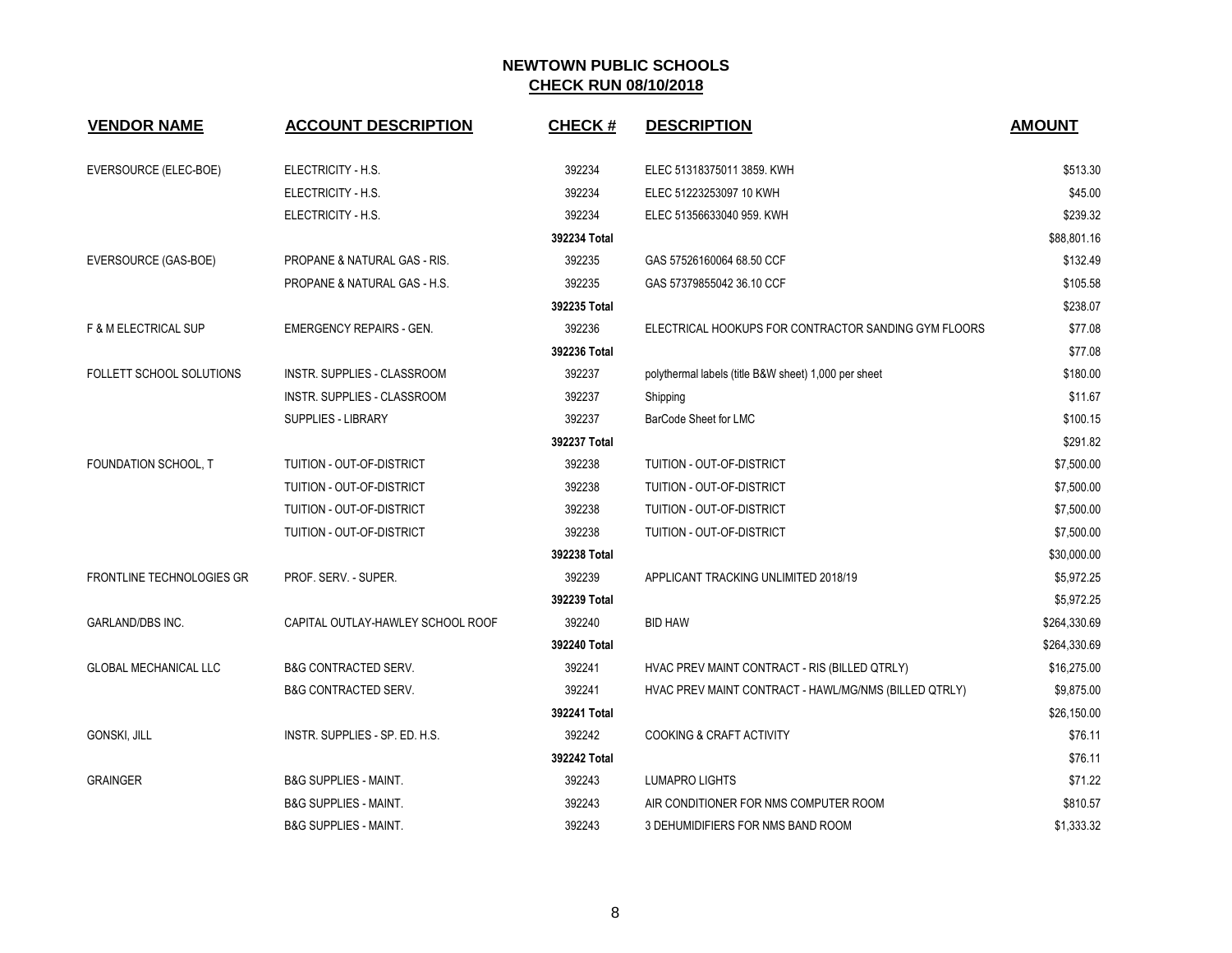# NEWTOWN PUBLIC SCHOOLS
## CHECK RUN 08/10/2018

| VENDOR NAME | ACCOUNT DESCRIPTION | CHECK # | DESCRIPTION | AMOUNT |
|---|---|---|---|---|
| EVERSOURCE (ELEC-BOE) | ELECTRICITY - H.S. | 392234 | ELEC 51318375011 3859. KWH | $513.30 |
| | ELECTRICITY - H.S. | 392234 | ELEC 51223253097 10 KWH | $45.00 |
| | ELECTRICITY - H.S. | 392234 | ELEC 51356633040 959. KWH | $239.32 |
| | | 392234 Total | | $88,801.16 |
| EVERSOURCE (GAS-BOE) | PROPANE & NATURAL GAS - RIS. | 392235 | GAS 57526160064 68.50 CCF | $132.49 |
| | PROPANE & NATURAL GAS - H.S. | 392235 | GAS 57379855042 36.10 CCF | $105.58 |
| | | 392235 Total | | $238.07 |
| F & M ELECTRICAL SUP | EMERGENCY REPAIRS - GEN. | 392236 | ELECTRICAL HOOKUPS FOR CONTRACTOR SANDING GYM FLOORS | $77.08 |
| | | 392236 Total | | $77.08 |
| FOLLETT SCHOOL SOLUTIONS | INSTR. SUPPLIES - CLASSROOM | 392237 | polythermal labels (title B&W sheet) 1,000 per sheet | $180.00 |
| | INSTR. SUPPLIES - CLASSROOM | 392237 | Shipping | $11.67 |
| | SUPPLIES - LIBRARY | 392237 | BarCode Sheet for LMC | $100.15 |
| | | 392237 Total | | $291.82 |
| FOUNDATION SCHOOL, T | TUITION - OUT-OF-DISTRICT | 392238 | TUITION - OUT-OF-DISTRICT | $7,500.00 |
| | TUITION - OUT-OF-DISTRICT | 392238 | TUITION - OUT-OF-DISTRICT | $7,500.00 |
| | TUITION - OUT-OF-DISTRICT | 392238 | TUITION - OUT-OF-DISTRICT | $7,500.00 |
| | TUITION - OUT-OF-DISTRICT | 392238 | TUITION - OUT-OF-DISTRICT | $7,500.00 |
| | | 392238 Total | | $30,000.00 |
| FRONTLINE TECHNOLOGIES GR | PROF. SERV. - SUPER. | 392239 | APPLICANT TRACKING UNLIMITED 2018/19 | $5,972.25 |
| | | 392239 Total | | $5,972.25 |
| GARLAND/DBS INC. | CAPITAL OUTLAY-HAWLEY SCHOOL ROOF | 392240 | BID HAW | $264,330.69 |
| | | 392240 Total | | $264,330.69 |
| GLOBAL MECHANICAL LLC | B&G CONTRACTED SERV. | 392241 | HVAC PREV MAINT CONTRACT - RIS (BILLED QTRLY) | $16,275.00 |
| | B&G CONTRACTED SERV. | 392241 | HVAC PREV MAINT CONTRACT - HAWL/MG/NMS (BILLED QTRLY) | $9,875.00 |
| | | 392241 Total | | $26,150.00 |
| GONSKI, JILL | INSTR. SUPPLIES - SP. ED. H.S. | 392242 | COOKING & CRAFT ACTIVITY | $76.11 |
| | | 392242 Total | | $76.11 |
| GRAINGER | B&G SUPPLIES - MAINT. | 392243 | LUMAPRO LIGHTS | $71.22 |
| | B&G SUPPLIES - MAINT. | 392243 | AIR CONDITIONER FOR NMS COMPUTER ROOM | $810.57 |
| | B&G SUPPLIES - MAINT. | 392243 | 3 DEHUMIDIFIERS FOR NMS BAND ROOM | $1,333.32 |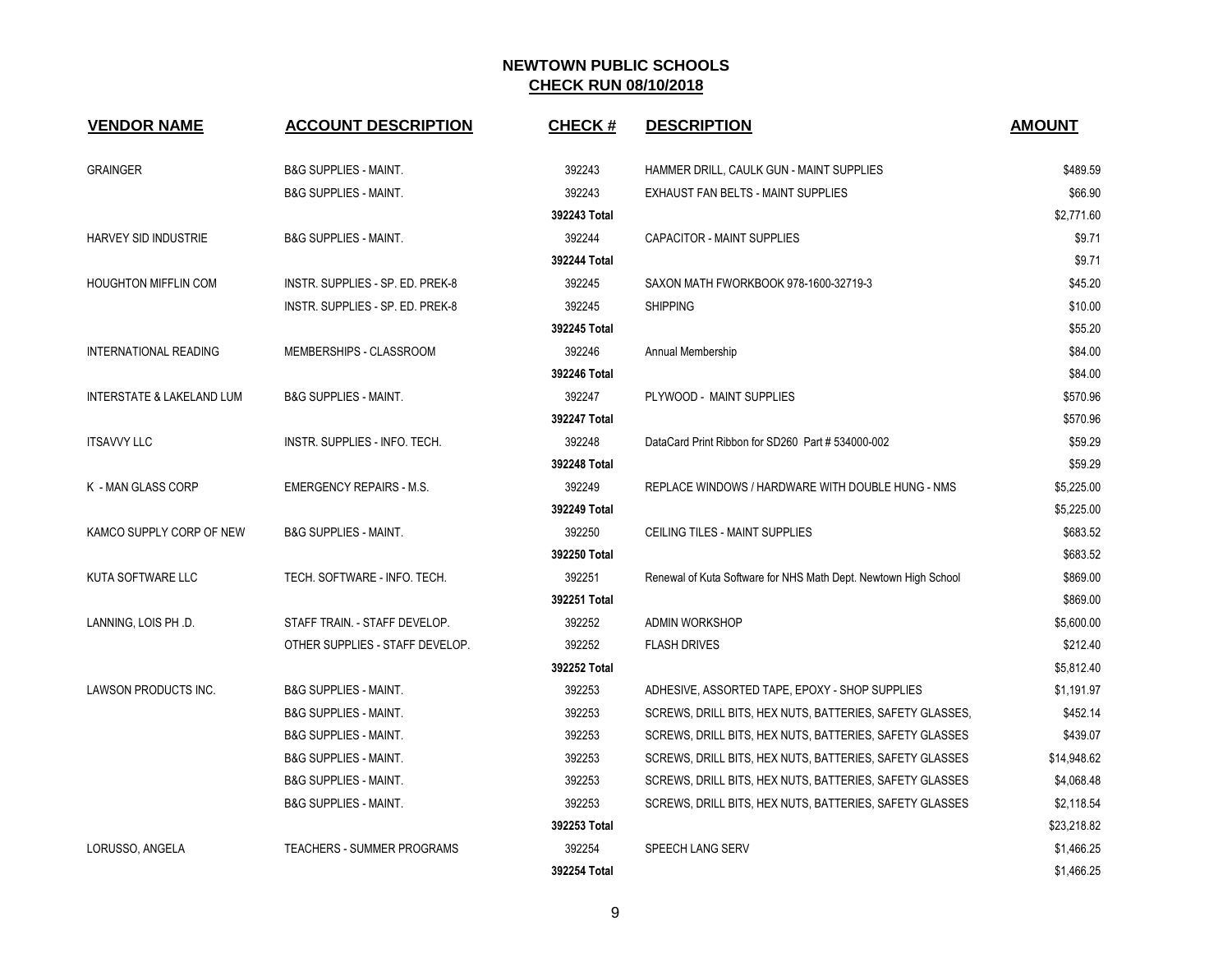# NEWTOWN PUBLIC SCHOOLS

## CHECK RUN 08/10/2018

| VENDOR NAME | ACCOUNT DESCRIPTION | CHECK # | DESCRIPTION | AMOUNT |
|---|---|---|---|---|
| GRAINGER | B&G SUPPLIES - MAINT. | 392243 | HAMMER DRILL, CAULK GUN - MAINT SUPPLIES | $489.59 |
| | B&G SUPPLIES - MAINT. | 392243 | EXHAUST FAN BELTS - MAINT SUPPLIES | $66.90 |
| | | **392243 Total** | | $2,771.60 |
| HARVEY SID INDUSTRIE | B&G SUPPLIES - MAINT. | 392244 | CAPACITOR - MAINT SUPPLIES | $9.71 |
| | | **392244 Total** | | $9.71 |
| HOUGHTON MIFFLIN COM | INSTR. SUPPLIES - SP. ED. PREK-8 | 392245 | SAXON MATH FWORKBOOK 978-1600-32719-3 | $45.20 |
| | INSTR. SUPPLIES - SP. ED. PREK-8 | 392245 | SHIPPING | $10.00 |
| | | **392245 Total** | | $55.20 |
| INTERNATIONAL READING | MEMBERSHIPS - CLASSROOM | 392246 | Annual Membership | $84.00 |
| | | **392246 Total** | | $84.00 |
| INTERSTATE & LAKELAND LUM | B&G SUPPLIES - MAINT. | 392247 | PLYWOOD - MAINT SUPPLIES | $570.96 |
| | | **392247 Total** | | $570.96 |
| ITSAVVY LLC | INSTR. SUPPLIES - INFO. TECH. | 392248 | DataCard Print Ribbon for SD260 Part # 534000-002 | $59.29 |
| | | **392248 Total** | | $59.29 |
| K - MAN GLASS CORP | EMERGENCY REPAIRS - M.S. | 392249 | REPLACE WINDOWS / HARDWARE WITH DOUBLE HUNG - NMS | $5,225.00 |
| | | **392249 Total** | | $5,225.00 |
| KAMCO SUPPLY CORP OF NEW | B&G SUPPLIES - MAINT. | 392250 | CEILING TILES - MAINT SUPPLIES | $683.52 |
| | | **392250 Total** | | $683.52 |
| KUTA SOFTWARE LLC | TECH. SOFTWARE - INFO. TECH. | 392251 | Renewal of Kuta Software for NHS Math Dept. Newtown High School | $869.00 |
| | | **392251 Total** | | $869.00 |
| LANNING, LOIS PH .D. | STAFF TRAIN. - STAFF DEVELOP. | 392252 | ADMIN WORKSHOP | $5,600.00 |
| | OTHER SUPPLIES - STAFF DEVELOP. | 392252 | FLASH DRIVES | $212.40 |
| | | **392252 Total** | | $5,812.40 |
| LAWSON PRODUCTS INC. | B&G SUPPLIES - MAINT. | 392253 | ADHESIVE, ASSORTED TAPE, EPOXY - SHOP SUPPLIES | $1,191.97 |
| | B&G SUPPLIES - MAINT. | 392253 | SCREWS, DRILL BITS, HEX NUTS, BATTERIES, SAFETY GLASSES, | $452.14 |
| | B&G SUPPLIES - MAINT. | 392253 | SCREWS, DRILL BITS, HEX NUTS, BATTERIES, SAFETY GLASSES | $439.07 |
| | B&G SUPPLIES - MAINT. | 392253 | SCREWS, DRILL BITS, HEX NUTS, BATTERIES, SAFETY GLASSES | $14,948.62 |
| | B&G SUPPLIES - MAINT. | 392253 | SCREWS, DRILL BITS, HEX NUTS, BATTERIES, SAFETY GLASSES | $4,068.48 |
| | B&G SUPPLIES - MAINT. | 392253 | SCREWS, DRILL BITS, HEX NUTS, BATTERIES, SAFETY GLASSES | $2,118.54 |
| | | **392253 Total** | | $23,218.82 |
| LORUSSO, ANGELA | TEACHERS - SUMMER PROGRAMS | 392254 | SPEECH LANG SERV | $1,466.25 |
| | | **392254 Total** | | $1,466.25 |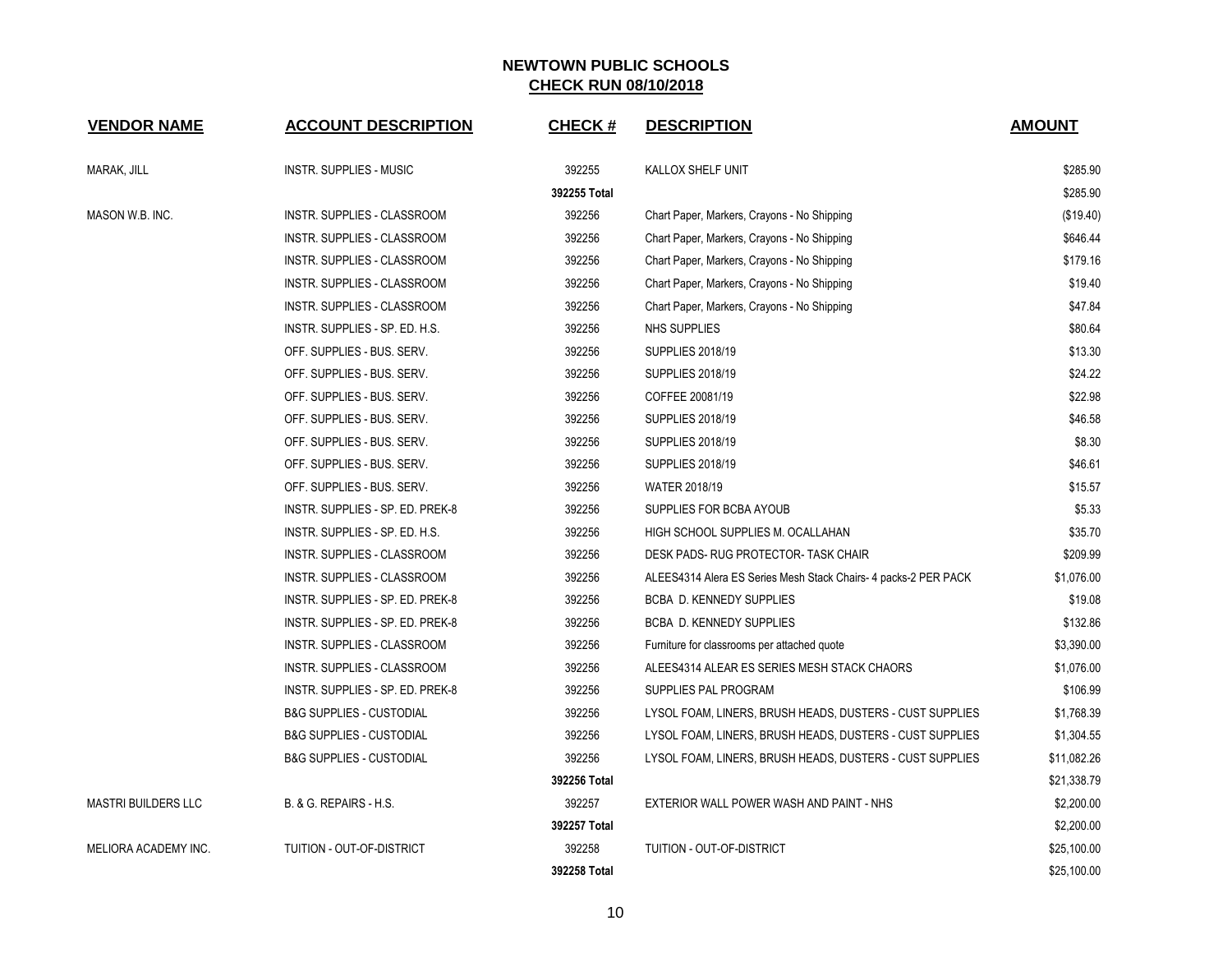## NEWTOWN PUBLIC SCHOOLS
## CHECK RUN 08/10/2018

| VENDOR NAME | ACCOUNT DESCRIPTION | CHECK # | DESCRIPTION | AMOUNT |
|---|---|---|---|---|
| MARAK, JILL | INSTR. SUPPLIES - MUSIC | 392255 | KALLOX SHELF UNIT | $285.90 |
| | | **392255 Total** | | $285.90 |
| MASON W.B. INC. | INSTR. SUPPLIES - CLASSROOM | 392256 | Chart Paper, Markers, Crayons - No Shipping | ($19.40) |
| | INSTR. SUPPLIES - CLASSROOM | 392256 | Chart Paper, Markers, Crayons - No Shipping | $646.44 |
| | INSTR. SUPPLIES - CLASSROOM | 392256 | Chart Paper, Markers, Crayons - No Shipping | $179.16 |
| | INSTR. SUPPLIES - CLASSROOM | 392256 | Chart Paper, Markers, Crayons - No Shipping | $19.40 |
| | INSTR. SUPPLIES - CLASSROOM | 392256 | Chart Paper, Markers, Crayons - No Shipping | $47.84 |
| | INSTR. SUPPLIES - SP. ED. H.S. | 392256 | NHS SUPPLIES | $80.64 |
| | OFF. SUPPLIES - BUS. SERV. | 392256 | SUPPLIES 2018/19 | $13.30 |
| | OFF. SUPPLIES - BUS. SERV. | 392256 | SUPPLIES 2018/19 | $24.22 |
| | OFF. SUPPLIES - BUS. SERV. | 392256 | COFFEE 20081/19 | $22.98 |
| | OFF. SUPPLIES - BUS. SERV. | 392256 | SUPPLIES 2018/19 | $46.58 |
| | OFF. SUPPLIES - BUS. SERV. | 392256 | SUPPLIES 2018/19 | $8.30 |
| | OFF. SUPPLIES - BUS. SERV. | 392256 | SUPPLIES 2018/19 | $46.61 |
| | OFF. SUPPLIES - BUS. SERV. | 392256 | WATER 2018/19 | $15.57 |
| | INSTR. SUPPLIES - SP. ED. PREK-8 | 392256 | SUPPLIES FOR BCBA AYOUB | $5.33 |
| | INSTR. SUPPLIES - SP. ED. H.S. | 392256 | HIGH SCHOOL SUPPLIES M. OCALLAHAN | $35.70 |
| | INSTR. SUPPLIES - CLASSROOM | 392256 | DESK PADS- RUG PROTECTOR- TASK CHAIR | $209.99 |
| | INSTR. SUPPLIES - CLASSROOM | 392256 | ALEES4314 Alera ES Series Mesh Stack Chairs- 4 packs-2 PER PACK | $1,076.00 |
| | INSTR. SUPPLIES - SP. ED. PREK-8 | 392256 | BCBA D. KENNEDY SUPPLIES | $19.08 |
| | INSTR. SUPPLIES - SP. ED. PREK-8 | 392256 | BCBA D. KENNEDY SUPPLIES | $132.86 |
| | INSTR. SUPPLIES - CLASSROOM | 392256 | Furniture for classrooms per attached quote | $3,390.00 |
| | INSTR. SUPPLIES - CLASSROOM | 392256 | ALEES4314 ALEAR ES SERIES MESH STACK CHAORS | $1,076.00 |
| | INSTR. SUPPLIES - SP. ED. PREK-8 | 392256 | SUPPLIES PAL PROGRAM | $106.99 |
| | B&G SUPPLIES - CUSTODIAL | 392256 | LYSOL FOAM, LINERS, BRUSH HEADS, DUSTERS - CUST SUPPLIES | $1,768.39 |
| | B&G SUPPLIES - CUSTODIAL | 392256 | LYSOL FOAM, LINERS, BRUSH HEADS, DUSTERS - CUST SUPPLIES | $1,304.55 |
| | B&G SUPPLIES - CUSTODIAL | 392256 | LYSOL FOAM, LINERS, BRUSH HEADS, DUSTERS - CUST SUPPLIES | $11,082.26 |
| | | **392256 Total** | | $21,338.79 |
| MASTRI BUILDERS LLC | B. & G. REPAIRS - H.S. | 392257 | EXTERIOR WALL POWER WASH AND PAINT - NHS | $2,200.00 |
| | | **392257 Total** | | $2,200.00 |
| MELIORA ACADEMY INC. | TUITION - OUT-OF-DISTRICT | 392258 | TUITION - OUT-OF-DISTRICT | $25,100.00 |
| | | **392258 Total** | | $25,100.00 |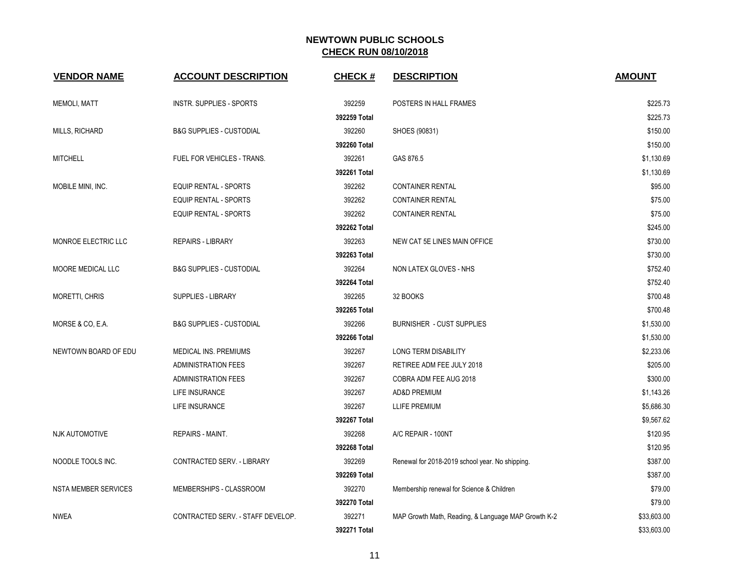## NEWTOWN PUBLIC SCHOOLS
## CHECK RUN 08/10/2018

| VENDOR NAME | ACCOUNT DESCRIPTION | CHECK # | DESCRIPTION | AMOUNT |
|---|---|---|---|---|
| MEMOLI, MATT | INSTR. SUPPLIES - SPORTS | 392259 | POSTERS IN HALL FRAMES | $225.73 |
| | | **392259 Total** | | $225.73 |
| MILLS, RICHARD | B&G SUPPLIES - CUSTODIAL | 392260 | SHOES (90831) | $150.00 |
| | | **392260 Total** | | $150.00 |
| MITCHELL | FUEL FOR VEHICLES - TRANS. | 392261 | GAS 876.5 | $1,130.69 |
| | | **392261 Total** | | $1,130.69 |
| MOBILE MINI, INC. | EQUIP RENTAL - SPORTS | 392262 | CONTAINER RENTAL | $95.00 |
| | EQUIP RENTAL - SPORTS | 392262 | CONTAINER RENTAL | $75.00 |
| | EQUIP RENTAL - SPORTS | 392262 | CONTAINER RENTAL | $75.00 |
| | | **392262 Total** | | $245.00 |
| MONROE ELECTRIC LLC | REPAIRS - LIBRARY | 392263 | NEW CAT 5E LINES MAIN OFFICE | $730.00 |
| | | **392263 Total** | | $730.00 |
| MOORE MEDICAL LLC | B&G SUPPLIES - CUSTODIAL | 392264 | NON LATEX GLOVES - NHS | $752.40 |
| | | **392264 Total** | | $752.40 |
| MORETTI, CHRIS | SUPPLIES - LIBRARY | 392265 | 32 BOOKS | $700.48 |
| | | **392265 Total** | | $700.48 |
| MORSE & CO, E.A. | B&G SUPPLIES - CUSTODIAL | 392266 | BURNISHER - CUST SUPPLIES | $1,530.00 |
| | | **392266 Total** | | $1,530.00 |
| NEWTOWN BOARD OF EDU | MEDICAL INS. PREMIUMS | 392267 | LONG TERM DISABILITY | $2,233.06 |
| | ADMINISTRATION FEES | 392267 | RETIREE ADM FEE JULY 2018 | $205.00 |
| | ADMINISTRATION FEES | 392267 | COBRA ADM FEE AUG 2018 | $300.00 |
| | LIFE INSURANCE | 392267 | AD&D PREMIUM | $1,143.26 |
| | LIFE INSURANCE | 392267 | LLIFE PREMIUM | $5,686.30 |
| | | **392267 Total** | | $9,567.62 |
| NJK AUTOMOTIVE | REPAIRS - MAINT. | 392268 | A/C REPAIR - 100NT | $120.95 |
| | | **392268 Total** | | $120.95 |
| NOODLE TOOLS INC. | CONTRACTED SERV. - LIBRARY | 392269 | Renewal for 2018-2019 school year. No shipping. | $387.00 |
| | | **392269 Total** | | $387.00 |
| NSTA MEMBER SERVICES | MEMBERSHIPS - CLASSROOM | 392270 | Membership renewal for Science & Children | $79.00 |
| | | **392270 Total** | | $79.00 |
| NWEA | CONTRACTED SERV. - STAFF DEVELOP. | 392271 | MAP Growth Math, Reading, & Language MAP Growth K-2 | $33,603.00 |
| | | **392271 Total** | | $33,603.00 |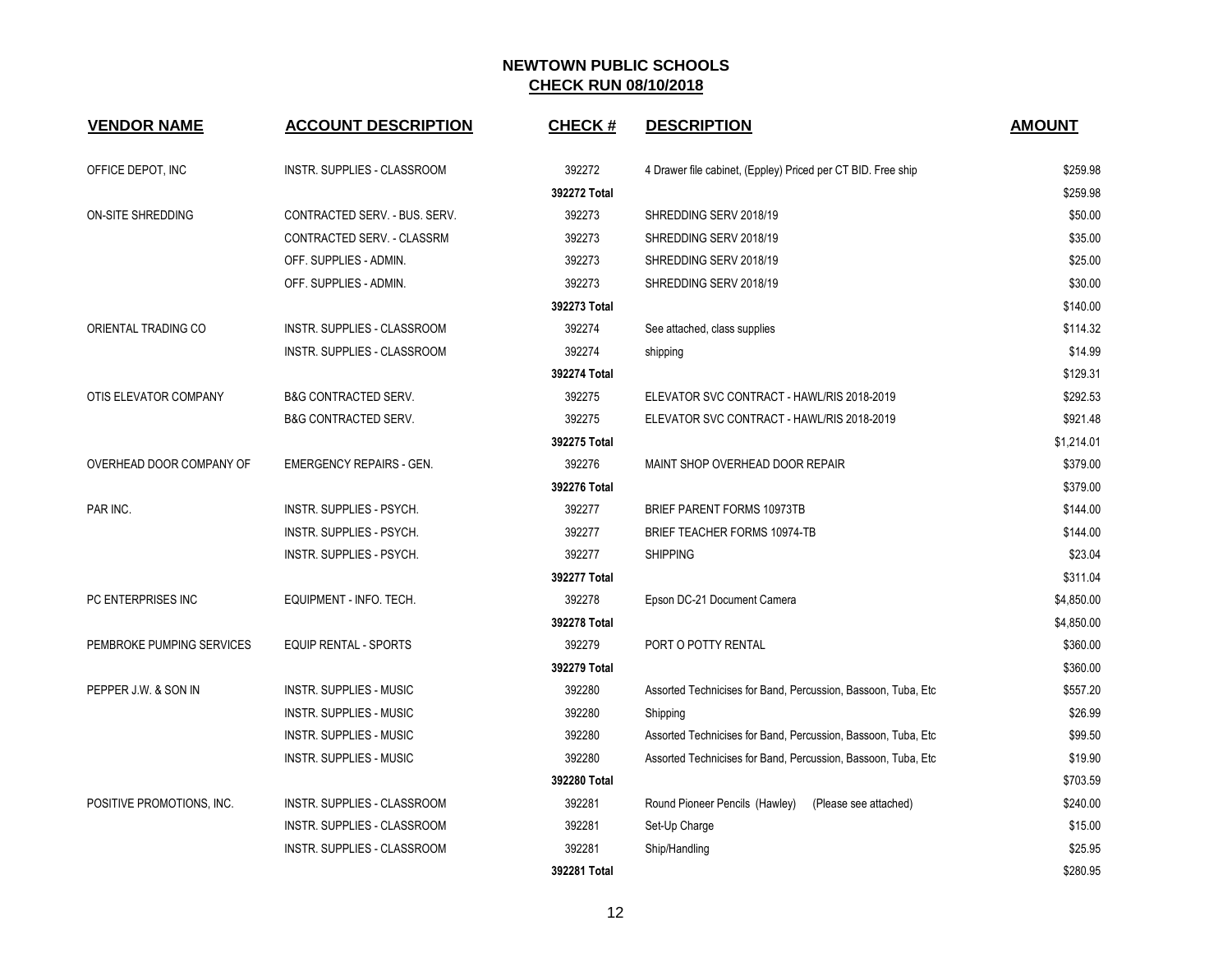# NEWTOWN PUBLIC SCHOOLS

## CHECK RUN 08/10/2018

| VENDOR NAME | ACCOUNT DESCRIPTION | CHECK # | DESCRIPTION | AMOUNT |
|---|---|---|---|---|
| OFFICE DEPOT, INC | INSTR. SUPPLIES - CLASSROOM | 392272 | 4 Drawer file cabinet, (Eppley) Priced per CT BID. Free ship | $259.98 |
| | | **392272 Total** | | $259.98 |
| ON-SITE SHREDDING | CONTRACTED SERV. - BUS. SERV. | 392273 | SHREDDING SERV 2018/19 | $50.00 |
| | CONTRACTED SERV. - CLASSRM | 392273 | SHREDDING SERV 2018/19 | $35.00 |
| | OFF. SUPPLIES - ADMIN. | 392273 | SHREDDING SERV 2018/19 | $25.00 |
| | OFF. SUPPLIES - ADMIN. | 392273 | SHREDDING SERV 2018/19 | $30.00 |
| | | **392273 Total** | | $140.00 |
| ORIENTAL TRADING CO | INSTR. SUPPLIES - CLASSROOM | 392274 | See attached, class supplies | $114.32 |
| | INSTR. SUPPLIES - CLASSROOM | 392274 | shipping | $14.99 |
| | | **392274 Total** | | $129.31 |
| OTIS ELEVATOR COMPANY | B&G CONTRACTED SERV. | 392275 | ELEVATOR SVC CONTRACT - HAWL/RIS 2018-2019 | $292.53 |
| | B&G CONTRACTED SERV. | 392275 | ELEVATOR SVC CONTRACT - HAWL/RIS 2018-2019 | $921.48 |
| | | **392275 Total** | | $1,214.01 |
| OVERHEAD DOOR COMPANY OF | EMERGENCY REPAIRS - GEN. | 392276 | MAINT SHOP OVERHEAD DOOR REPAIR | $379.00 |
| | | **392276 Total** | | $379.00 |
| PAR INC. | INSTR. SUPPLIES - PSYCH. | 392277 | BRIEF PARENT FORMS 10973TB | $144.00 |
| | INSTR. SUPPLIES - PSYCH. | 392277 | BRIEF TEACHER FORMS 10974-TB | $144.00 |
| | INSTR. SUPPLIES - PSYCH. | 392277 | SHIPPING | $23.04 |
| | | **392277 Total** | | $311.04 |
| PC ENTERPRISES INC | EQUIPMENT - INFO. TECH. | 392278 | Epson DC-21 Document Camera | $4,850.00 |
| | | **392278 Total** | | $4,850.00 |
| PEMBROKE PUMPING SERVICES | EQUIP RENTAL - SPORTS | 392279 | PORT O POTTY RENTAL | $360.00 |
| | | **392279 Total** | | $360.00 |
| PEPPER J.W. & SON IN | INSTR. SUPPLIES - MUSIC | 392280 | Assorted Technicises for Band, Percussion, Bassoon, Tuba, Etc | $557.20 |
| | INSTR. SUPPLIES - MUSIC | 392280 | Shipping | $26.99 |
| | INSTR. SUPPLIES - MUSIC | 392280 | Assorted Technicises for Band, Percussion, Bassoon, Tuba, Etc | $99.50 |
| | INSTR. SUPPLIES - MUSIC | 392280 | Assorted Technicises for Band, Percussion, Bassoon, Tuba, Etc | $19.90 |
| | | **392280 Total** | | $703.59 |
| POSITIVE PROMOTIONS, INC. | INSTR. SUPPLIES - CLASSROOM | 392281 | Round Pioneer Pencils (Hawley) (Please see attached) | $240.00 |
| | INSTR. SUPPLIES - CLASSROOM | 392281 | Set-Up Charge | $15.00 |
| | INSTR. SUPPLIES - CLASSROOM | 392281 | Ship/Handling | $25.95 |
| | | **392281 Total** | | $280.95 |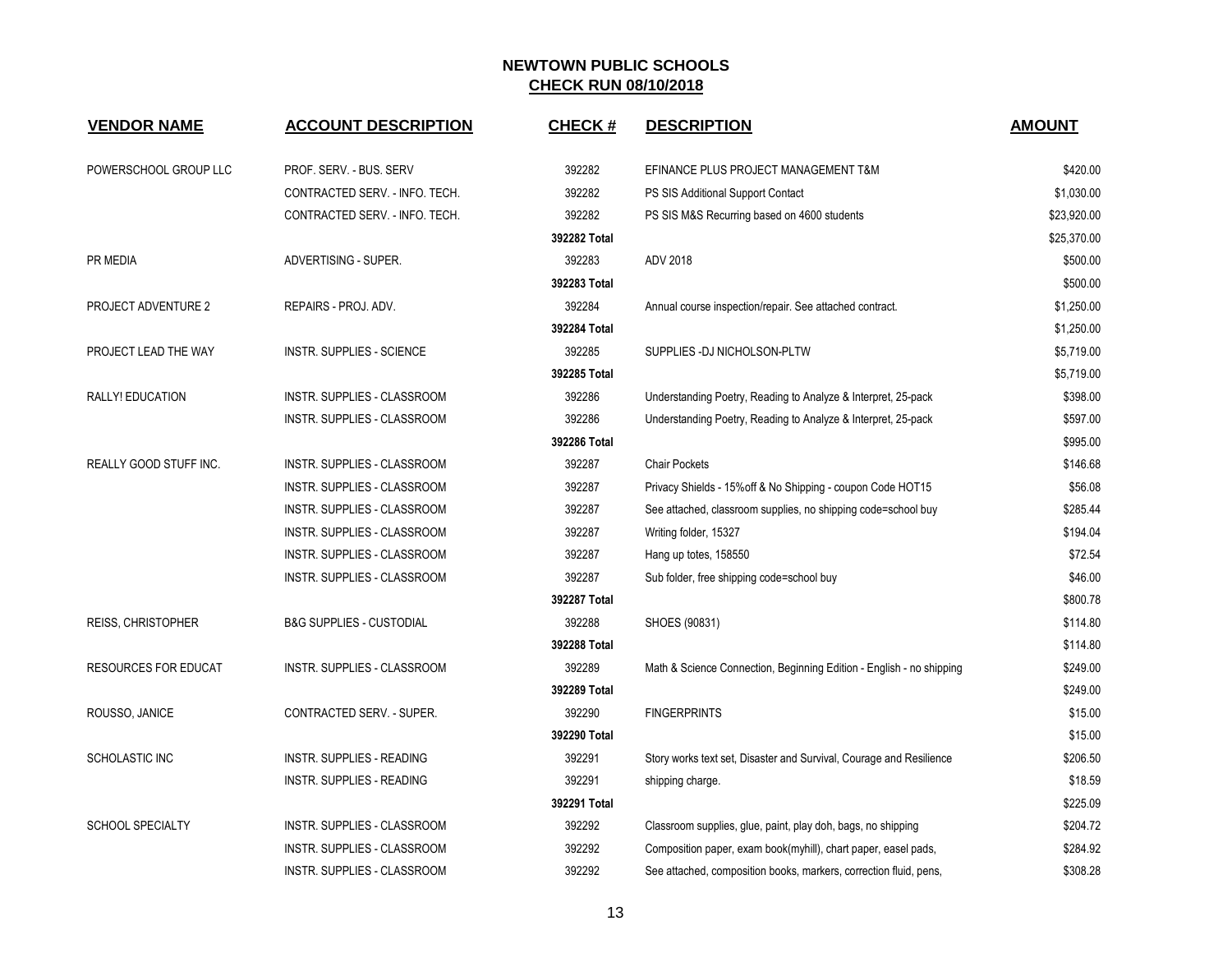## NEWTOWN PUBLIC SCHOOLS
## CHECK RUN 08/10/2018

| VENDOR NAME | ACCOUNT DESCRIPTION | CHECK # | DESCRIPTION | AMOUNT |
|---|---|---|---|---|
| POWERSCHOOL GROUP LLC | PROF. SERV. - BUS. SERV | 392282 | EFINANCE PLUS PROJECT MANAGEMENT T&M | $420.00 |
| | CONTRACTED SERV. - INFO. TECH. | 392282 | PS SIS Additional Support Contact | $1,030.00 |
| | CONTRACTED SERV. - INFO. TECH. | 392282 | PS SIS M&S Recurring based on 4600 students | $23,920.00 |
| | | 392282 Total | | $25,370.00 |
| PR MEDIA | ADVERTISING - SUPER. | 392283 | ADV 2018 | $500.00 |
| | | 392283 Total | | $500.00 |
| PROJECT ADVENTURE 2 | REPAIRS - PROJ. ADV. | 392284 | Annual course inspection/repair. See attached contract. | $1,250.00 |
| | | 392284 Total | | $1,250.00 |
| PROJECT LEAD THE WAY | INSTR. SUPPLIES - SCIENCE | 392285 | SUPPLIES -DJ NICHOLSON-PLTW | $5,719.00 |
| | | 392285 Total | | $5,719.00 |
| RALLY! EDUCATION | INSTR. SUPPLIES - CLASSROOM | 392286 | Understanding Poetry, Reading to Analyze & Interpret, 25-pack | $398.00 |
| | INSTR. SUPPLIES - CLASSROOM | 392286 | Understanding Poetry, Reading to Analyze & Interpret, 25-pack | $597.00 |
| | | 392286 Total | | $995.00 |
| REALLY GOOD STUFF INC. | INSTR. SUPPLIES - CLASSROOM | 392287 | Chair Pockets | $146.68 |
| | INSTR. SUPPLIES - CLASSROOM | 392287 | Privacy Shields - 15%off & No Shipping - coupon Code HOT15 | $56.08 |
| | INSTR. SUPPLIES - CLASSROOM | 392287 | See attached, classroom supplies, no shipping code=school buy | $285.44 |
| | INSTR. SUPPLIES - CLASSROOM | 392287 | Writing folder, 15327 | $194.04 |
| | INSTR. SUPPLIES - CLASSROOM | 392287 | Hang up totes, 158550 | $72.54 |
| | INSTR. SUPPLIES - CLASSROOM | 392287 | Sub folder, free shipping code=school buy | $46.00 |
| | | 392287 Total | | $800.78 |
| REISS, CHRISTOPHER | B&G SUPPLIES - CUSTODIAL | 392288 | SHOES (90831) | $114.80 |
| | | 392288 Total | | $114.80 |
| RESOURCES FOR EDUCAT | INSTR. SUPPLIES - CLASSROOM | 392289 | Math & Science Connection, Beginning Edition - English - no shipping | $249.00 |
| | | 392289 Total | | $249.00 |
| ROUSSO, JANICE | CONTRACTED SERV. - SUPER. | 392290 | FINGERPRINTS | $15.00 |
| | | 392290 Total | | $15.00 |
| SCHOLASTIC INC | INSTR. SUPPLIES - READING | 392291 | Story works text set, Disaster and Survival, Courage and Resilience | $206.50 |
| | INSTR. SUPPLIES - READING | 392291 | shipping charge. | $18.59 |
| | | 392291 Total | | $225.09 |
| SCHOOL SPECIALTY | INSTR. SUPPLIES - CLASSROOM | 392292 | Classroom supplies, glue, paint, play doh, bags, no shipping | $204.72 |
| | INSTR. SUPPLIES - CLASSROOM | 392292 | Composition paper, exam book(myhill), chart paper, easel pads, | $284.92 |
| | INSTR. SUPPLIES - CLASSROOM | 392292 | See attached, composition books, markers, correction fluid, pens, | $308.28 |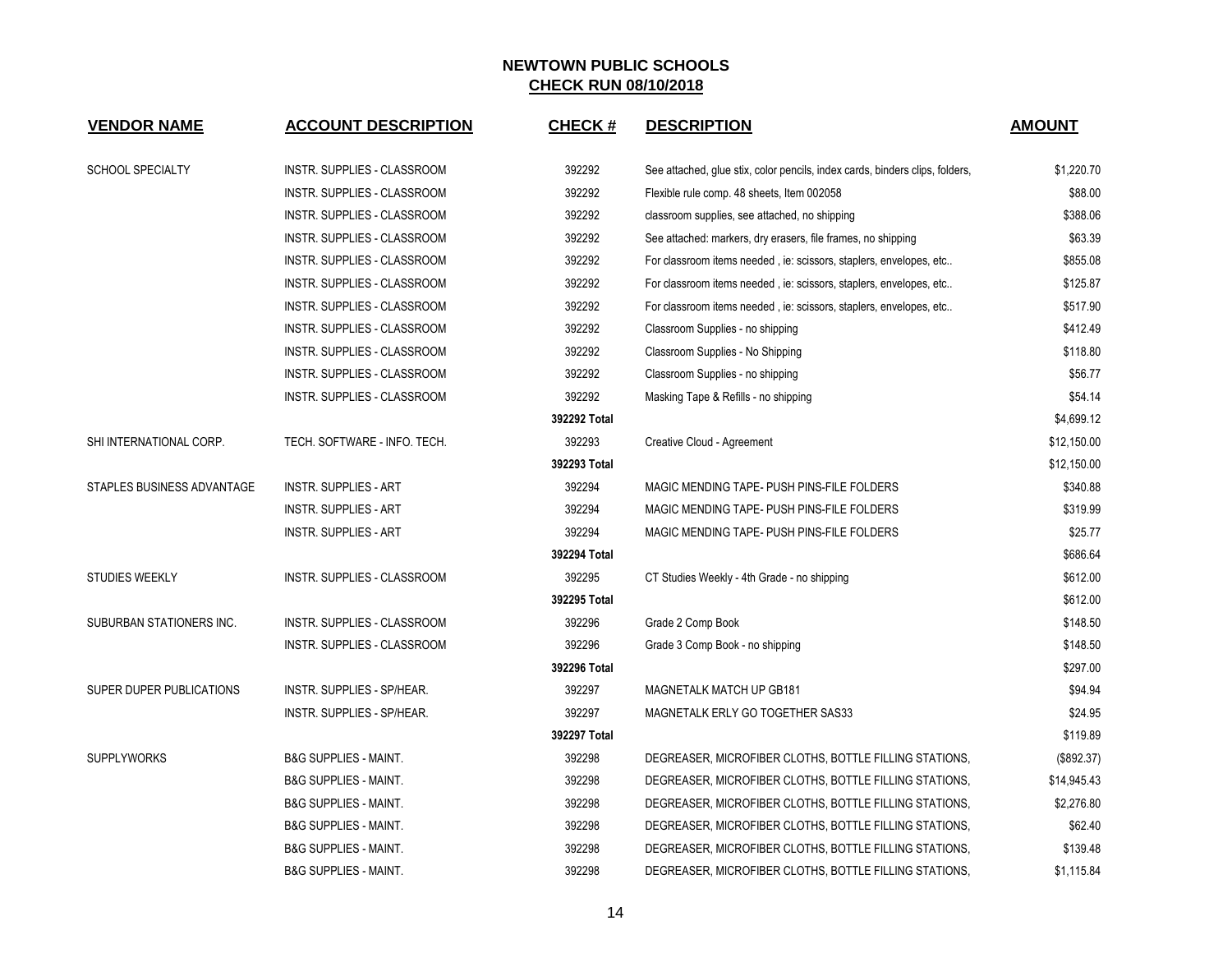# NEWTOWN PUBLIC SCHOOLS

## CHECK RUN 08/10/2018

| VENDOR NAME | ACCOUNT DESCRIPTION | CHECK # | DESCRIPTION | AMOUNT |
|---|---|---|---|---|
| SCHOOL SPECIALTY | INSTR. SUPPLIES - CLASSROOM | 392292 | See attached, glue stix, color pencils, index cards, binders clips, folders, | $1,220.70 |
| | INSTR. SUPPLIES - CLASSROOM | 392292 | Flexible rule comp. 48 sheets, Item 002058 | $88.00 |
| | INSTR. SUPPLIES - CLASSROOM | 392292 | classroom supplies, see attached, no shipping | $388.06 |
| | INSTR. SUPPLIES - CLASSROOM | 392292 | See attached: markers, dry erasers, file frames, no shipping | $63.39 |
| | INSTR. SUPPLIES - CLASSROOM | 392292 | For classroom items needed , ie: scissors, staplers, envelopes, etc.. | $855.08 |
| | INSTR. SUPPLIES - CLASSROOM | 392292 | For classroom items needed , ie: scissors, staplers, envelopes, etc.. | $125.87 |
| | INSTR. SUPPLIES - CLASSROOM | 392292 | For classroom items needed , ie: scissors, staplers, envelopes, etc.. | $517.90 |
| | INSTR. SUPPLIES - CLASSROOM | 392292 | Classroom Supplies - no shipping | $412.49 |
| | INSTR. SUPPLIES - CLASSROOM | 392292 | Classroom Supplies - No Shipping | $118.80 |
| | INSTR. SUPPLIES - CLASSROOM | 392292 | Classroom Supplies - no shipping | $56.77 |
| | INSTR. SUPPLIES - CLASSROOM | 392292 | Masking Tape & Refills - no shipping | $54.14 |
| | | **392292 Total** | | $4,699.12 |
| SHI INTERNATIONAL CORP. | TECH. SOFTWARE - INFO. TECH. | 392293 | Creative Cloud - Agreement | $12,150.00 |
| | | **392293 Total** | | $12,150.00 |
| STAPLES BUSINESS ADVANTAGE | INSTR. SUPPLIES - ART | 392294 | MAGIC MENDING TAPE- PUSH PINS-FILE FOLDERS | $340.88 |
| | INSTR. SUPPLIES - ART | 392294 | MAGIC MENDING TAPE- PUSH PINS-FILE FOLDERS | $319.99 |
| | INSTR. SUPPLIES - ART | 392294 | MAGIC MENDING TAPE- PUSH PINS-FILE FOLDERS | $25.77 |
| | | **392294 Total** | | $686.64 |
| STUDIES WEEKLY | INSTR. SUPPLIES - CLASSROOM | 392295 | CT Studies Weekly - 4th Grade - no shipping | $612.00 |
| | | **392295 Total** | | $612.00 |
| SUBURBAN STATIONERS INC. | INSTR. SUPPLIES - CLASSROOM | 392296 | Grade 2 Comp Book | $148.50 |
| | INSTR. SUPPLIES - CLASSROOM | 392296 | Grade 3 Comp Book - no shipping | $148.50 |
| | | **392296 Total** | | $297.00 |
| SUPER DUPER PUBLICATIONS | INSTR. SUPPLIES - SP/HEAR. | 392297 | MAGNETALK MATCH UP GB181 | $94.94 |
| | INSTR. SUPPLIES - SP/HEAR. | 392297 | MAGNETALK ERLY GO TOGETHER SAS33 | $24.95 |
| | | **392297 Total** | | $119.89 |
| SUPPLYWORKS | B&G SUPPLIES - MAINT. | 392298 | DEGREASER, MICROFIBER CLOTHS, BOTTLE FILLING STATIONS, | ($892.37) |
| | B&G SUPPLIES - MAINT. | 392298 | DEGREASER, MICROFIBER CLOTHS, BOTTLE FILLING STATIONS, | $14,945.43 |
| | B&G SUPPLIES - MAINT. | 392298 | DEGREASER, MICROFIBER CLOTHS, BOTTLE FILLING STATIONS, | $2,276.80 |
| | B&G SUPPLIES - MAINT. | 392298 | DEGREASER, MICROFIBER CLOTHS, BOTTLE FILLING STATIONS, | $62.40 |
| | B&G SUPPLIES - MAINT. | 392298 | DEGREASER, MICROFIBER CLOTHS, BOTTLE FILLING STATIONS, | $139.48 |
| | B&G SUPPLIES - MAINT. | 392298 | DEGREASER, MICROFIBER CLOTHS, BOTTLE FILLING STATIONS, | $1,115.84 |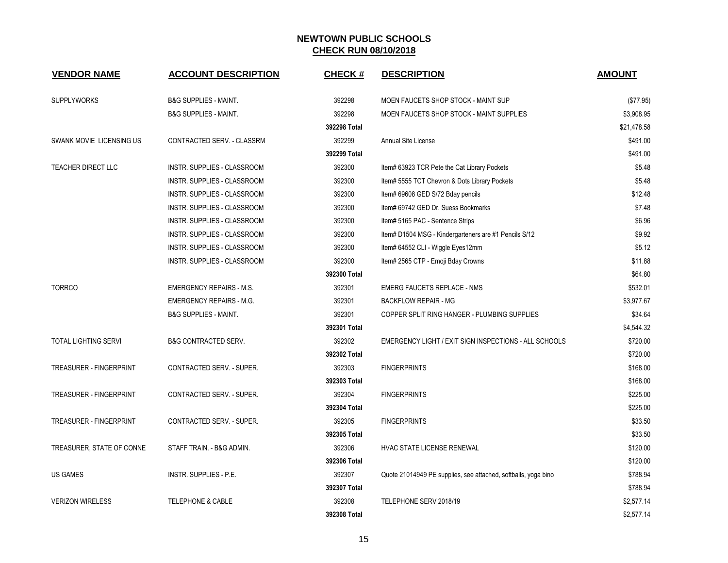**NEWTOWN PUBLIC SCHOOLS**
**CHECK RUN 08/10/2018**

| VENDOR NAME | ACCOUNT DESCRIPTION | CHECK # | DESCRIPTION | AMOUNT |
|---|---|---|---|---|
| SUPPLYWORKS | B&G SUPPLIES - MAINT. | 392298 | MOEN FAUCETS SHOP STOCK - MAINT SUP | ($77.95) |
| | B&G SUPPLIES - MAINT. | 392298 | MOEN FAUCETS SHOP STOCK - MAINT SUPPLIES | $3,908.95 |
| | | 392298 Total | | $21,478.58 |
| SWANK MOVIE LICENSING US | CONTRACTED SERV. - CLASSRM | 392299 | Annual Site License | $491.00 |
| | | 392299 Total | | $491.00 |
| TEACHER DIRECT LLC | INSTR. SUPPLIES - CLASSROOM | 392300 | Item# 63923 TCR Pete the Cat Library Pockets | $5.48 |
| | INSTR. SUPPLIES - CLASSROOM | 392300 | Item# 5555 TCT Chevron & Dots Library Pockets | $5.48 |
| | INSTR. SUPPLIES - CLASSROOM | 392300 | Item# 69608 GED S/72 Bday pencils | $12.48 |
| | INSTR. SUPPLIES - CLASSROOM | 392300 | Item# 69742 GED Dr. Suess Bookmarks | $7.48 |
| | INSTR. SUPPLIES - CLASSROOM | 392300 | Item# 5165 PAC - Sentence Strips | $6.96 |
| | INSTR. SUPPLIES - CLASSROOM | 392300 | Item# D1504 MSG - Kindergarteners are #1 Pencils S/12 | $9.92 |
| | INSTR. SUPPLIES - CLASSROOM | 392300 | Item# 64552 CLI - Wiggle Eyes12mm | $5.12 |
| | INSTR. SUPPLIES - CLASSROOM | 392300 | Item# 2565 CTP - Emoji Bday Crowns | $11.88 |
| | | 392300 Total | | $64.80 |
| TORRCO | EMERGENCY REPAIRS - M.S. | 392301 | EMERG FAUCETS REPLACE - NMS | $532.01 |
| | EMERGENCY REPAIRS - M.G. | 392301 | BACKFLOW REPAIR - MG | $3,977.67 |
| | B&G SUPPLIES - MAINT. | 392301 | COPPER SPLIT RING HANGER - PLUMBING SUPPLIES | $34.64 |
| | | 392301 Total | | $4,544.32 |
| TOTAL LIGHTING SERVI | B&G CONTRACTED SERV. | 392302 | EMERGENCY LIGHT / EXIT SIGN INSPECTIONS - ALL SCHOOLS | $720.00 |
| | | 392302 Total | | $720.00 |
| TREASURER - FINGERPRINT | CONTRACTED SERV. - SUPER. | 392303 | FINGERPRINTS | $168.00 |
| | | 392303 Total | | $168.00 |
| TREASURER - FINGERPRINT | CONTRACTED SERV. - SUPER. | 392304 | FINGERPRINTS | $225.00 |
| | | 392304 Total | | $225.00 |
| TREASURER - FINGERPRINT | CONTRACTED SERV. - SUPER. | 392305 | FINGERPRINTS | $33.50 |
| | | 392305 Total | | $33.50 |
| TREASURER, STATE OF CONNE | STAFF TRAIN. - B&G ADMIN. | 392306 | HVAC STATE LICENSE RENEWAL | $120.00 |
| | | 392306 Total | | $120.00 |
| US GAMES | INSTR. SUPPLIES - P.E. | 392307 | Quote 21014949 PE supplies, see attached, softballs, yoga bino | $788.94 |
| | | 392307 Total | | $788.94 |
| VERIZON WIRELESS | TELEPHONE & CABLE | 392308 | TELEPHONE SERV 2018/19 | $2,577.14 |
| | | 392308 Total | | $2,577.14 |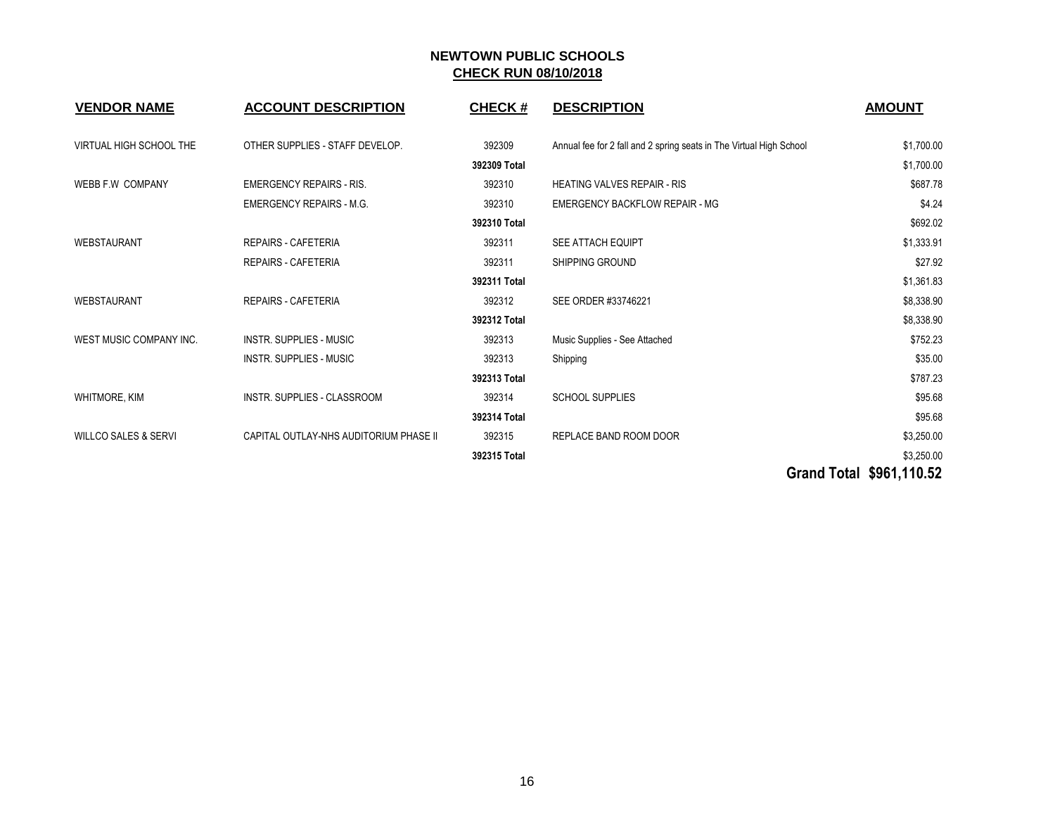## NEWTOWN PUBLIC SCHOOLS

## CHECK RUN 08/10/2018

| VENDOR NAME | ACCOUNT DESCRIPTION | CHECK # | DESCRIPTION | AMOUNT |
|---|---|---|---|---|
| VIRTUAL HIGH SCHOOL THE | OTHER SUPPLIES - STAFF DEVELOP. | 392309 | Annual fee for 2 fall and 2 spring seats in The Virtual High School | $1,700.00 |
| | | **392309 Total** | | $1,700.00 |
| WEBB F.W COMPANY | EMERGENCY REPAIRS - RIS. | 392310 | HEATING VALVES REPAIR - RIS | $687.78 |
| | EMERGENCY REPAIRS - M.G. | 392310 | EMERGENCY BACKFLOW REPAIR - MG | $4.24 |
| | | **392310 Total** | | $692.02 |
| WEBSTAURANT | REPAIRS - CAFETERIA | 392311 | SEE ATTACH EQUIPT | $1,333.91 |
| | REPAIRS - CAFETERIA | 392311 | SHIPPING GROUND | $27.92 |
| | | **392311 Total** | | $1,361.83 |
| WEBSTAURANT | REPAIRS - CAFETERIA | 392312 | SEE ORDER #33746221 | $8,338.90 |
| | | **392312 Total** | | $8,338.90 |
| WEST MUSIC COMPANY INC. | INSTR. SUPPLIES - MUSIC | 392313 | Music Supplies - See Attached | $752.23 |
| | INSTR. SUPPLIES - MUSIC | 392313 | Shipping | $35.00 |
| | | **392313 Total** | | $787.23 |
| WHITMORE, KIM | INSTR. SUPPLIES - CLASSROOM | 392314 | SCHOOL SUPPLIES | $95.68 |
| | | **392314 Total** | | $95.68 |
| WILLCO SALES & SERVI | CAPITAL OUTLAY-NHS AUDITORIUM PHASE II | 392315 | REPLACE BAND ROOM DOOR | $3,250.00 |
| | | **392315 Total** | | $3,250.00 |
| | | | **Grand Total** | **$961,110.52** |